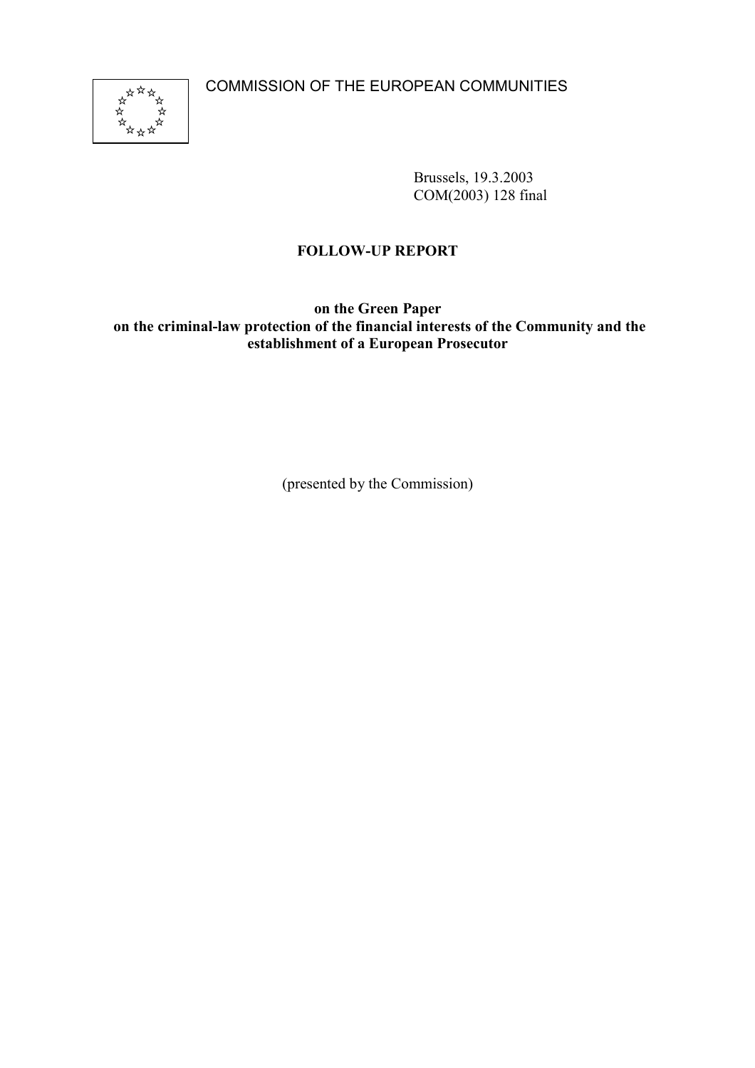COMMISSION OF THE EUROPEAN COMMUNITIES

Brussels, 19.3.2003
COM(2003) 128 final

**FOLLOW-UP REPORT**

**on the Green Paper**
**on the criminal-law protection of the financial interests of the Community and the establishment of a European Prosecutor**

(presented by the Commission)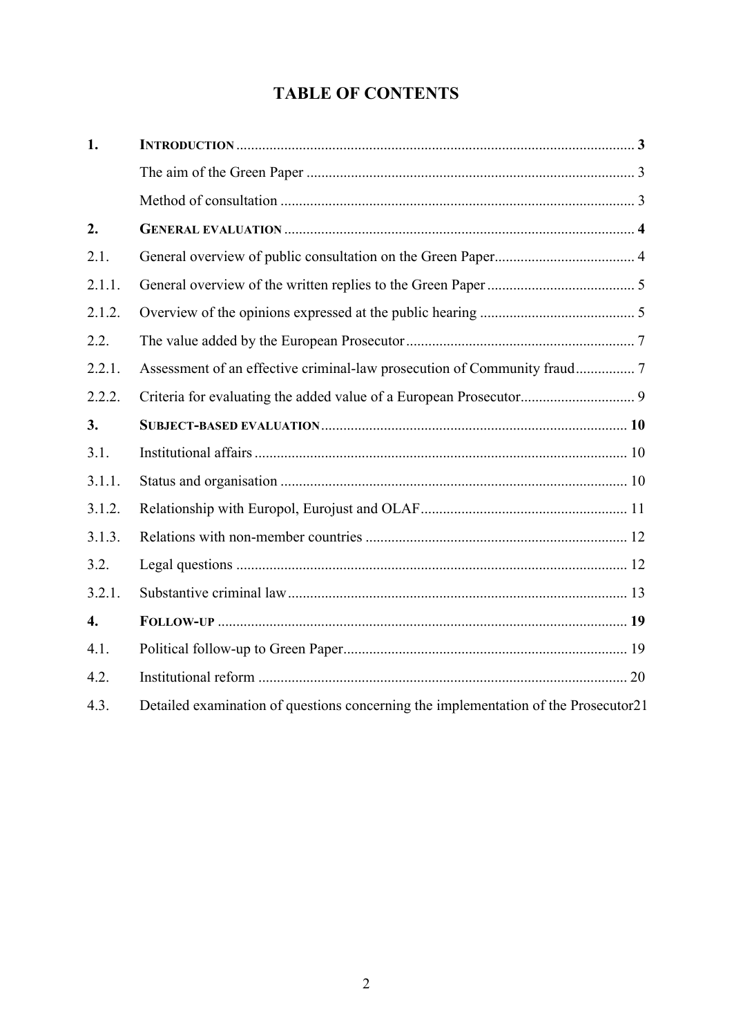# TABLE OF CONTENTS

| | | |
|---|---|---|
| **1.** | **INTRODUCTION** | **3** |
| | The aim of the Green Paper | 3 |
| | Method of consultation | 3 |
| **2.** | **GENERAL EVALUATION** | **4** |
| 2.1. | General overview of public consultation on the Green Paper | 4 |
| 2.1.1. | General overview of the written replies to the Green Paper | 5 |
| 2.1.2. | Overview of the opinions expressed at the public hearing | 5 |
| 2.2. | The value added by the European Prosecutor | 7 |
| 2.2.1. | Assessment of an effective criminal-law prosecution of Community fraud | 7 |
| 2.2.2. | Criteria for evaluating the added value of a European Prosecutor | 9 |
| **3.** | **SUBJECT-BASED EVALUATION** | **10** |
| 3.1. | Institutional affairs | 10 |
| 3.1.1. | Status and organisation | 10 |
| 3.1.2. | Relationship with Europol, Eurojust and OLAF | 11 |
| 3.1.3. | Relations with non-member countries | 12 |
| 3.2. | Legal questions | 12 |
| 3.2.1. | Substantive criminal law | 13 |
| **4.** | **FOLLOW-UP** | **19** |
| 4.1. | Political follow-up to Green Paper | 19 |
| 4.2. | Institutional reform | 20 |
| 4.3. | Detailed examination of questions concerning the implementation of the Prosecutor | 21 |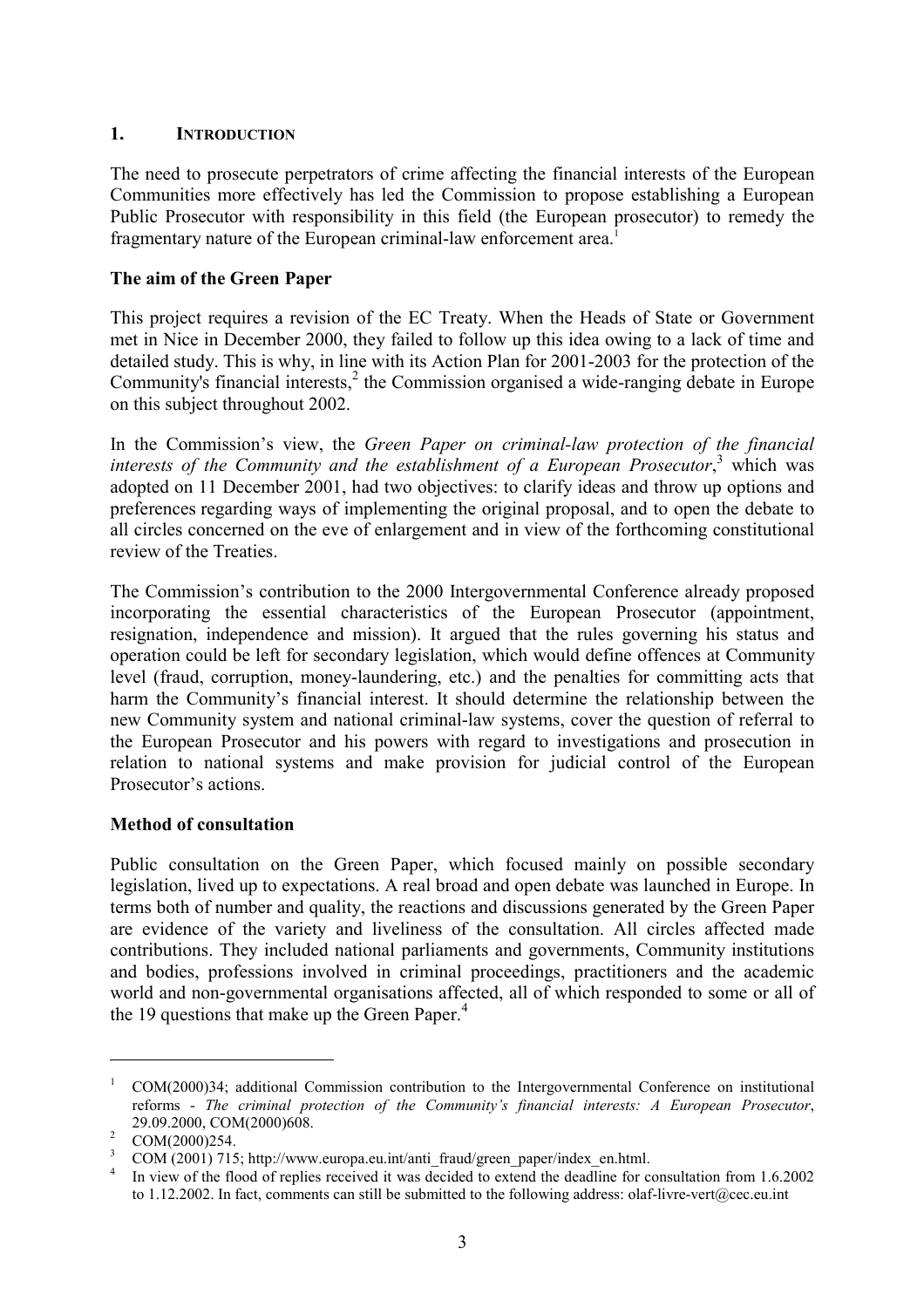## 1. INTRODUCTION

The need to prosecute perpetrators of crime affecting the financial interests of the European Communities more effectively has led the Commission to propose establishing a European Public Prosecutor with responsibility in this field (the European prosecutor) to remedy the fragmentary nature of the European criminal-law enforcement area.[1]

### The aim of the Green Paper

This project requires a revision of the EC Treaty. When the Heads of State or Government met in Nice in December 2000, they failed to follow up this idea owing to a lack of time and detailed study. This is why, in line with its Action Plan for 2001-2003 for the protection of the Community's financial interests,[2] the Commission organised a wide-ranging debate in Europe on this subject throughout 2002.

In the Commission's view, the *Green Paper on criminal-law protection of the financial interests of the Community and the establishment of a European Prosecutor*,[3] which was adopted on 11 December 2001, had two objectives: to clarify ideas and throw up options and preferences regarding ways of implementing the original proposal, and to open the debate to all circles concerned on the eve of enlargement and in view of the forthcoming constitutional review of the Treaties.

The Commission's contribution to the 2000 Intergovernmental Conference already proposed incorporating the essential characteristics of the European Prosecutor (appointment, resignation, independence and mission). It argued that the rules governing his status and operation could be left for secondary legislation, which would define offences at Community level (fraud, corruption, money-laundering, etc.) and the penalties for committing acts that harm the Community's financial interest. It should determine the relationship between the new Community system and national criminal-law systems, cover the question of referral to the European Prosecutor and his powers with regard to investigations and prosecution in relation to national systems and make provision for judicial control of the European Prosecutor's actions.

### Method of consultation

Public consultation on the Green Paper, which focused mainly on possible secondary legislation, lived up to expectations. A real broad and open debate was launched in Europe. In terms both of number and quality, the reactions and discussions generated by the Green Paper are evidence of the variety and liveliness of the consultation. All circles affected made contributions. They included national parliaments and governments, Community institutions and bodies, professions involved in criminal proceedings, practitioners and the academic world and non-governmental organisations affected, all of which responded to some or all of the 19 questions that make up the Green Paper.[4]

---

[1] COM(2000)34; additional Commission contribution to the Intergovernmental Conference on institutional reforms - *The criminal protection of the Community's financial interests: A European Prosecutor*, 29.09.2000, COM(2000)608.

[2] COM(2000)254.

[3] COM (2001) 715; http://www.europa.eu.int/anti_fraud/green_paper/index_en.html.

[4] In view of the flood of replies received it was decided to extend the deadline for consultation from 1.6.2002 to 1.12.2002. In fact, comments can still be submitted to the following address: olaf-livre-vert@cec.eu.int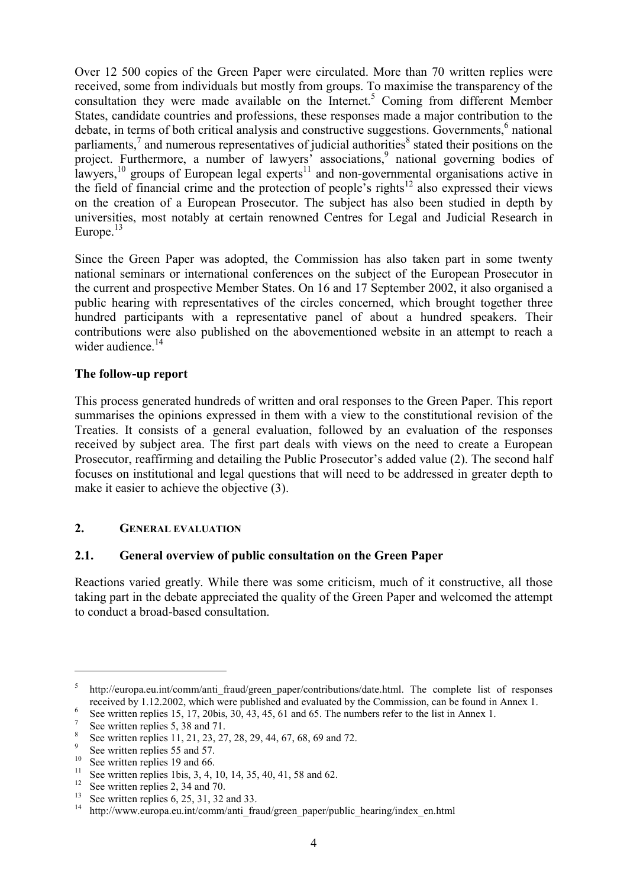Over 12 500 copies of the Green Paper were circulated. More than 70 written replies were received, some from individuals but mostly from groups. To maximise the transparency of the consultation they were made available on the Internet.[5] Coming from different Member States, candidate countries and professions, these responses made a major contribution to the debate, in terms of both critical analysis and constructive suggestions. Governments,[6] national parliaments,[7] and numerous representatives of judicial authorities[8] stated their positions on the project. Furthermore, a number of lawyers' associations,[9] national governing bodies of lawyers,[10] groups of European legal experts[11] and non-governmental organisations active in the field of financial crime and the protection of people's rights[12] also expressed their views on the creation of a European Prosecutor. The subject has also been studied in depth by universities, most notably at certain renowned Centres for Legal and Judicial Research in Europe.[13]

Since the Green Paper was adopted, the Commission has also taken part in some twenty national seminars or international conferences on the subject of the European Prosecutor in the current and prospective Member States. On 16 and 17 September 2002, it also organised a public hearing with representatives of the circles concerned, which brought together three hundred participants with a representative panel of about a hundred speakers. Their contributions were also published on the abovementioned website in an attempt to reach a wider audience.[14]

**The follow-up report**

This process generated hundreds of written and oral responses to the Green Paper. This report summarises the opinions expressed in them with a view to the constitutional revision of the Treaties. It consists of a general evaluation, followed by an evaluation of the responses received by subject area. The first part deals with views on the need to create a European Prosecutor, reaffirming and detailing the Public Prosecutor's added value (2). The second half focuses on institutional and legal questions that will need to be addressed in greater depth to make it easier to achieve the objective (3).

## 2. GENERAL EVALUATION

### 2.1. General overview of public consultation on the Green Paper

Reactions varied greatly. While there was some criticism, much of it constructive, all those taking part in the debate appreciated the quality of the Green Paper and welcomed the attempt to conduct a broad-based consultation.

---

[5] http://europa.eu.int/comm/anti_fraud/green_paper/contributions/date.html. The complete list of responses received by 1.12.2002, which were published and evaluated by the Commission, can be found in Annex 1.

[6] See written replies 15, 17, 20bis, 30, 43, 45, 61 and 65. The numbers refer to the list in Annex 1.

[7] See written replies 5, 38 and 71.

[8] See written replies 11, 21, 23, 27, 28, 29, 44, 67, 68, 69 and 72.

[9] See written replies 55 and 57.

[10] See written replies 19 and 66.

[11] See written replies 1bis, 3, 4, 10, 14, 35, 40, 41, 58 and 62.

[12] See written replies 2, 34 and 70.

[13] See written replies 6, 25, 31, 32 and 33.

[14] http://www.europa.eu.int/comm/anti_fraud/green_paper/public_hearing/index_en.html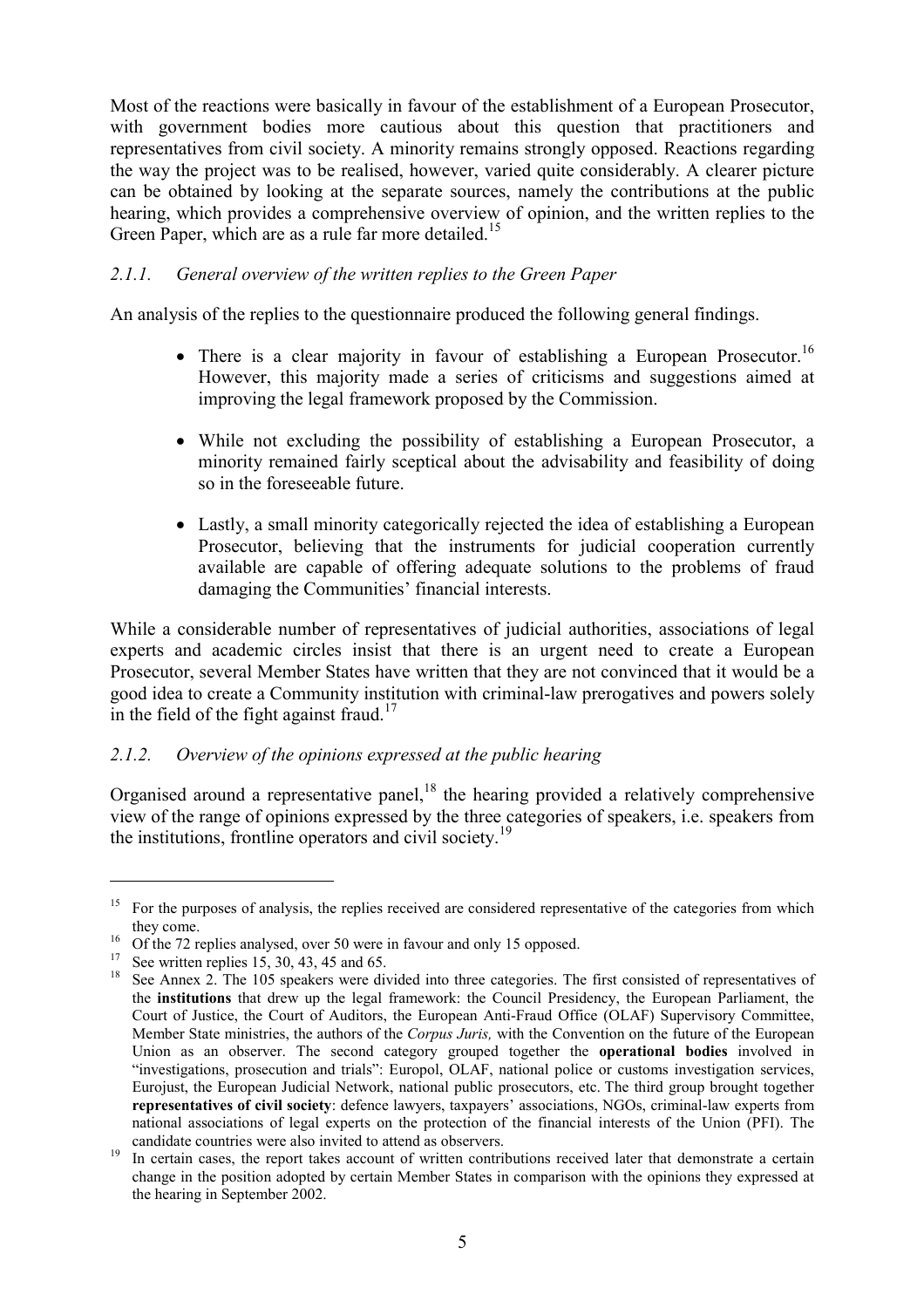Most of the reactions were basically in favour of the establishment of a European Prosecutor, with government bodies more cautious about this question that practitioners and representatives from civil society. A minority remains strongly opposed. Reactions regarding the way the project was to be realised, however, varied quite considerably. A clearer picture can be obtained by looking at the separate sources, namely the contributions at the public hearing, which provides a comprehensive overview of opinion, and the written replies to the Green Paper, which are as a rule far more detailed.[15]

### *2.1.1. General overview of the written replies to the Green Paper*

An analysis of the replies to the questionnaire produced the following general findings.

- There is a clear majority in favour of establishing a European Prosecutor.[16] However, this majority made a series of criticisms and suggestions aimed at improving the legal framework proposed by the Commission.
- While not excluding the possibility of establishing a European Prosecutor, a minority remained fairly sceptical about the advisability and feasibility of doing so in the foreseeable future.
- Lastly, a small minority categorically rejected the idea of establishing a European Prosecutor, believing that the instruments for judicial cooperation currently available are capable of offering adequate solutions to the problems of fraud damaging the Communities' financial interests.

While a considerable number of representatives of judicial authorities, associations of legal experts and academic circles insist that there is an urgent need to create a European Prosecutor, several Member States have written that they are not convinced that it would be a good idea to create a Community institution with criminal-law prerogatives and powers solely in the field of the fight against fraud.[17]

### *2.1.2. Overview of the opinions expressed at the public hearing*

Organised around a representative panel,[18] the hearing provided a relatively comprehensive view of the range of opinions expressed by the three categories of speakers, i.e. speakers from the institutions, frontline operators and civil society.[19]

---

[15] For the purposes of analysis, the replies received are considered representative of the categories from which they come.

[16] Of the 72 replies analysed, over 50 were in favour and only 15 opposed.

[17] See written replies 15, 30, 43, 45 and 65.

[18] See Annex 2. The 105 speakers were divided into three categories. The first consisted of representatives of the **institutions** that drew up the legal framework: the Council Presidency, the European Parliament, the Court of Justice, the Court of Auditors, the European Anti-Fraud Office (OLAF) Supervisory Committee, Member State ministries, the authors of the *Corpus Juris,* with the Convention on the future of the European Union as an observer. The second category grouped together the **operational bodies** involved in "investigations, prosecution and trials": Europol, OLAF, national police or customs investigation services, Eurojust, the European Judicial Network, national public prosecutors, etc. The third group brought together **representatives of civil society**: defence lawyers, taxpayers' associations, NGOs, criminal-law experts from national associations of legal experts on the protection of the financial interests of the Union (PFI). The candidate countries were also invited to attend as observers.

[19] In certain cases, the report takes account of written contributions received later that demonstrate a certain change in the position adopted by certain Member States in comparison with the opinions they expressed at the hearing in September 2002.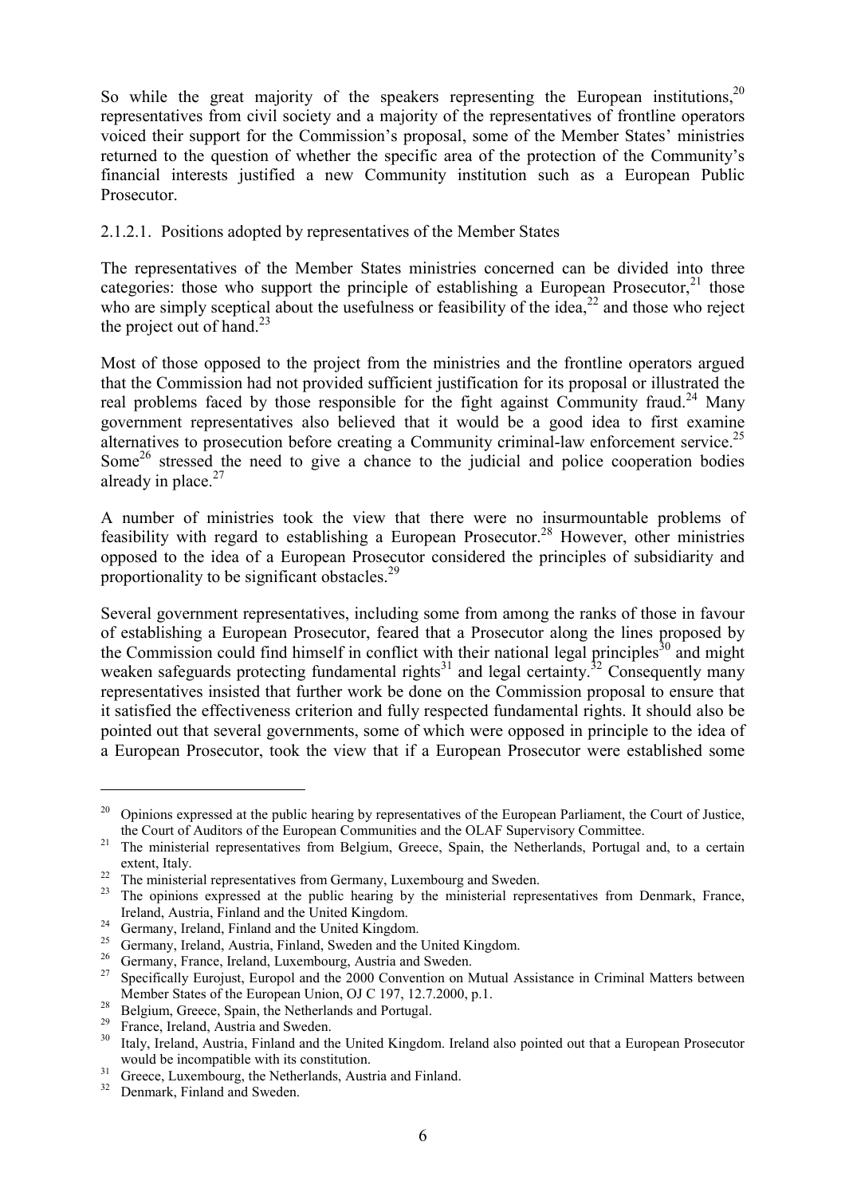So while the great majority of the speakers representing the European institutions,[20] representatives from civil society and a majority of the representatives of frontline operators voiced their support for the Commission's proposal, some of the Member States' ministries returned to the question of whether the specific area of the protection of the Community's financial interests justified a new Community institution such as a European Public Prosecutor.

#### 2.1.2.1. Positions adopted by representatives of the Member States

The representatives of the Member States ministries concerned can be divided into three categories: those who support the principle of establishing a European Prosecutor,[21] those who are simply sceptical about the usefulness or feasibility of the idea,[22] and those who reject the project out of hand.[23]

Most of those opposed to the project from the ministries and the frontline operators argued that the Commission had not provided sufficient justification for its proposal or illustrated the real problems faced by those responsible for the fight against Community fraud.[24] Many government representatives also believed that it would be a good idea to first examine alternatives to prosecution before creating a Community criminal-law enforcement service.[25] Some[26] stressed the need to give a chance to the judicial and police cooperation bodies already in place.[27]

A number of ministries took the view that there were no insurmountable problems of feasibility with regard to establishing a European Prosecutor.[28] However, other ministries opposed to the idea of a European Prosecutor considered the principles of subsidiarity and proportionality to be significant obstacles.[29]

Several government representatives, including some from among the ranks of those in favour of establishing a European Prosecutor, feared that a Prosecutor along the lines proposed by the Commission could find himself in conflict with their national legal principles[30] and might weaken safeguards protecting fundamental rights[31] and legal certainty.[32] Consequently many representatives insisted that further work be done on the Commission proposal to ensure that it satisfied the effectiveness criterion and fully respected fundamental rights. It should also be pointed out that several governments, some of which were opposed in principle to the idea of a European Prosecutor, took the view that if a European Prosecutor were established some

---

[20] Opinions expressed at the public hearing by representatives of the European Parliament, the Court of Justice, the Court of Auditors of the European Communities and the OLAF Supervisory Committee.

[21] The ministerial representatives from Belgium, Greece, Spain, the Netherlands, Portugal and, to a certain extent, Italy.

[22] The ministerial representatives from Germany, Luxembourg and Sweden.

[23] The opinions expressed at the public hearing by the ministerial representatives from Denmark, France, Ireland, Austria, Finland and the United Kingdom.

[24] Germany, Ireland, Finland and the United Kingdom.

[25] Germany, Ireland, Austria, Finland, Sweden and the United Kingdom.

[26] Germany, France, Ireland, Luxembourg, Austria and Sweden.

[27] Specifically Eurojust, Europol and the 2000 Convention on Mutual Assistance in Criminal Matters between Member States of the European Union, OJ C 197, 12.7.2000, p.1.

[28] Belgium, Greece, Spain, the Netherlands and Portugal.

[29] France, Ireland, Austria and Sweden.

[30] Italy, Ireland, Austria, Finland and the United Kingdom. Ireland also pointed out that a European Prosecutor would be incompatible with its constitution.

[31] Greece, Luxembourg, the Netherlands, Austria and Finland.

[32] Denmark, Finland and Sweden.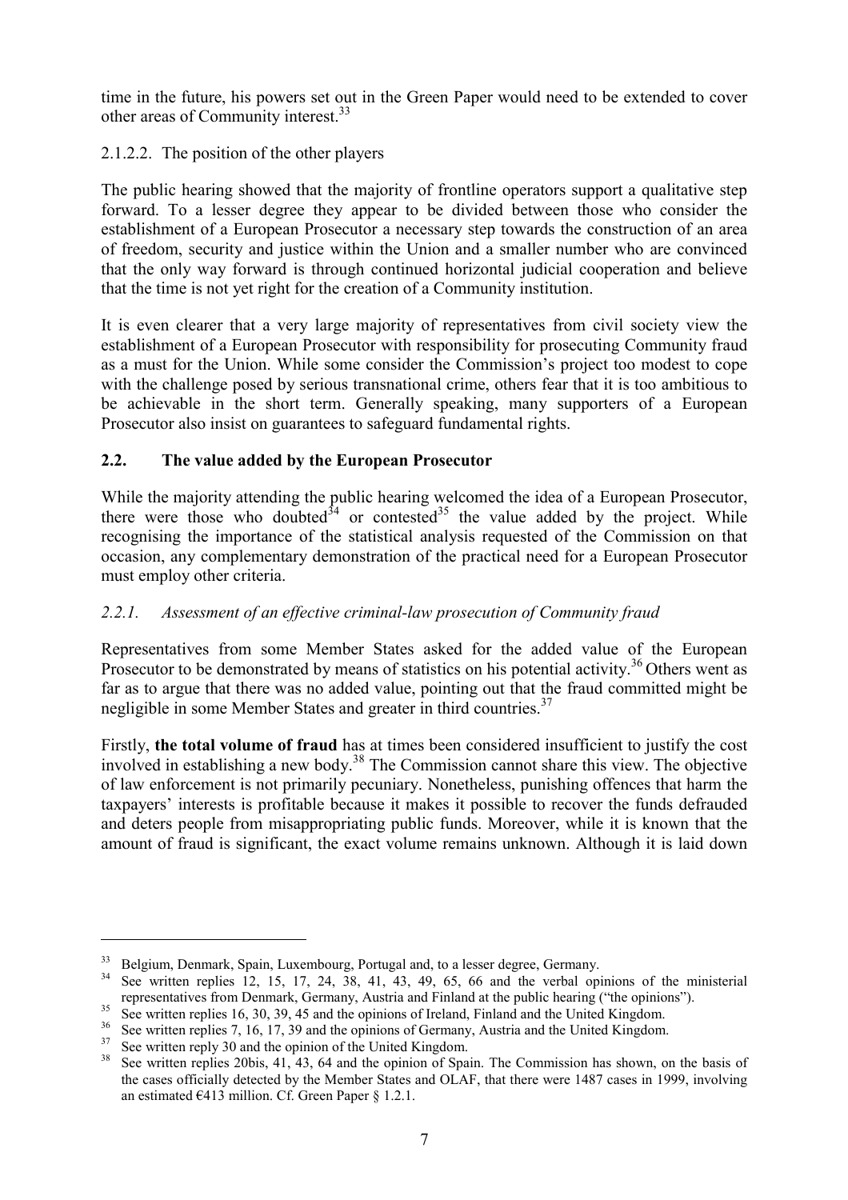time in the future, his powers set out in the Green Paper would need to be extended to cover other areas of Community interest.[33]

2.1.2.2. The position of the other players

The public hearing showed that the majority of frontline operators support a qualitative step forward. To a lesser degree they appear to be divided between those who consider the establishment of a European Prosecutor a necessary step towards the construction of an area of freedom, security and justice within the Union and a smaller number who are convinced that the only way forward is through continued horizontal judicial cooperation and believe that the time is not yet right for the creation of a Community institution.

It is even clearer that a very large majority of representatives from civil society view the establishment of a European Prosecutor with responsibility for prosecuting Community fraud as a must for the Union. While some consider the Commission's project too modest to cope with the challenge posed by serious transnational crime, others fear that it is too ambitious to be achievable in the short term. Generally speaking, many supporters of a European Prosecutor also insist on guarantees to safeguard fundamental rights.

## 2.2. The value added by the European Prosecutor

While the majority attending the public hearing welcomed the idea of a European Prosecutor, there were those who doubted[34] or contested[35] the value added by the project. While recognising the importance of the statistical analysis requested of the Commission on that occasion, any complementary demonstration of the practical need for a European Prosecutor must employ other criteria.

### *2.2.1. Assessment of an effective criminal-law prosecution of Community fraud*

Representatives from some Member States asked for the added value of the European Prosecutor to be demonstrated by means of statistics on his potential activity.[36] Others went as far as to argue that there was no added value, pointing out that the fraud committed might be negligible in some Member States and greater in third countries.[37]

Firstly, **the total volume of fraud** has at times been considered insufficient to justify the cost involved in establishing a new body.[38] The Commission cannot share this view. The objective of law enforcement is not primarily pecuniary. Nonetheless, punishing offences that harm the taxpayers' interests is profitable because it makes it possible to recover the funds defrauded and deters people from misappropriating public funds. Moreover, while it is known that the amount of fraud is significant, the exact volume remains unknown. Although it is laid down

---

[33] Belgium, Denmark, Spain, Luxembourg, Portugal and, to a lesser degree, Germany.

[34] See written replies 12, 15, 17, 24, 38, 41, 43, 49, 65, 66 and the verbal opinions of the ministerial representatives from Denmark, Germany, Austria and Finland at the public hearing ("the opinions").

[35] See written replies 16, 30, 39, 45 and the opinions of Ireland, Finland and the United Kingdom.

[36] See written replies 7, 16, 17, 39 and the opinions of Germany, Austria and the United Kingdom.

[37] See written reply 30 and the opinion of the United Kingdom.

[38] See written replies 20bis, 41, 43, 64 and the opinion of Spain. The Commission has shown, on the basis of the cases officially detected by the Member States and OLAF, that there were 1487 cases in 1999, involving an estimated €413 million. Cf. Green Paper § 1.2.1.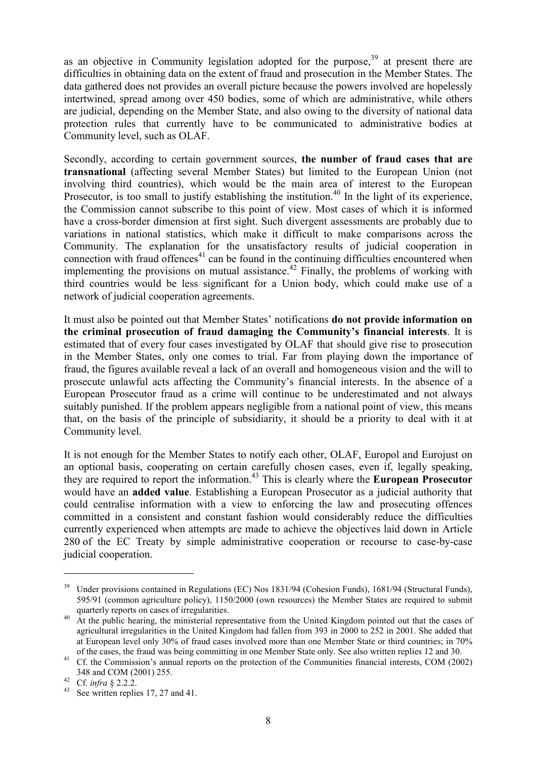as an objective in Community legislation adopted for the purpose,[39] at present there are difficulties in obtaining data on the extent of fraud and prosecution in the Member States. The data gathered does not provides an overall picture because the powers involved are hopelessly intertwined, spread among over 450 bodies, some of which are administrative, while others are judicial, depending on the Member State, and also owing to the diversity of national data protection rules that currently have to be communicated to administrative bodies at Community level, such as OLAF.

Secondly, according to certain government sources, **the number of fraud cases that are transnational** (affecting several Member States) but limited to the European Union (not involving third countries), which would be the main area of interest to the European Prosecutor, is too small to justify establishing the institution.[40] In the light of its experience, the Commission cannot subscribe to this point of view. Most cases of which it is informed have a cross-border dimension at first sight. Such divergent assessments are probably due to variations in national statistics, which make it difficult to make comparisons across the Community. The explanation for the unsatisfactory results of judicial cooperation in connection with fraud offences[41] can be found in the continuing difficulties encountered when implementing the provisions on mutual assistance.[42] Finally, the problems of working with third countries would be less significant for a Union body, which could make use of a network of judicial cooperation agreements.

It must also be pointed out that Member States' notifications **do not provide information on the criminal prosecution of fraud damaging the Community's financial interests**. It is estimated that of every four cases investigated by OLAF that should give rise to prosecution in the Member States, only one comes to trial. Far from playing down the importance of fraud, the figures available reveal a lack of an overall and homogeneous vision and the will to prosecute unlawful acts affecting the Community's financial interests. In the absence of a European Prosecutor fraud as a crime will continue to be underestimated and not always suitably punished. If the problem appears negligible from a national point of view, this means that, on the basis of the principle of subsidiarity, it should be a priority to deal with it at Community level.

It is not enough for the Member States to notify each other, OLAF, Europol and Eurojust on an optional basis, cooperating on certain carefully chosen cases, even if, legally speaking, they are required to report the information.[43] This is clearly where the **European Prosecutor** would have an **added value**. Establishing a European Prosecutor as a judicial authority that could centralise information with a view to enforcing the law and prosecuting offences committed in a consistent and constant fashion would considerably reduce the difficulties currently experienced when attempts are made to achieve the objectives laid down in Article 280 of the EC Treaty by simple administrative cooperation or recourse to case-by-case judicial cooperation.

---

[39] Under provisions contained in Regulations (EC) Nos 1831/94 (Cohesion Funds), 1681/94 (Structural Funds), 595/91 (common agriculture policy), 1150/2000 (own resources) the Member States are required to submit quarterly reports on cases of irregularities.

[40] At the public hearing, the ministerial representative from the United Kingdom pointed out that the cases of agricultural irregularities in the United Kingdom had fallen from 393 in 2000 to 252 in 2001. She added that at European level only 30% of fraud cases involved more than one Member State or third countries; in 70% of the cases, the fraud was being committing in one Member State only. See also written replies 12 and 30.

[41] Cf. the Commission's annual reports on the protection of the Communities financial interests, COM (2002) 348 and COM (2001) 255.

[42] Cf. *infra* § 2.2.2.

[43] See written replies 17, 27 and 41.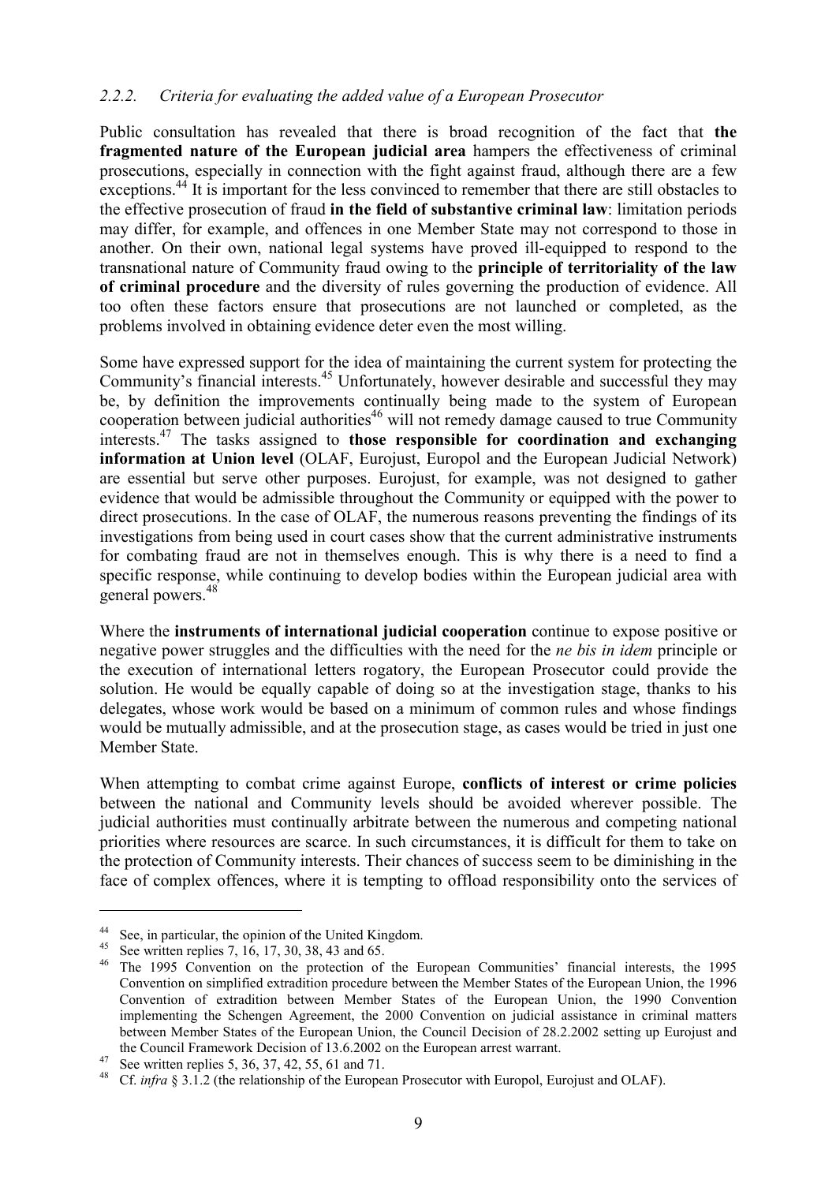*2.2.2. Criteria for evaluating the added value of a European Prosecutor*

Public consultation has revealed that there is broad recognition of the fact that **the fragmented nature of the European judicial area** hampers the effectiveness of criminal prosecutions, especially in connection with the fight against fraud, although there are a few exceptions.[44] It is important for the less convinced to remember that there are still obstacles to the effective prosecution of fraud **in the field of substantive criminal law**: limitation periods may differ, for example, and offences in one Member State may not correspond to those in another. On their own, national legal systems have proved ill-equipped to respond to the transnational nature of Community fraud owing to the **principle of territoriality of the law of criminal procedure** and the diversity of rules governing the production of evidence. All too often these factors ensure that prosecutions are not launched or completed, as the problems involved in obtaining evidence deter even the most willing.

Some have expressed support for the idea of maintaining the current system for protecting the Community's financial interests.[45] Unfortunately, however desirable and successful they may be, by definition the improvements continually being made to the system of European cooperation between judicial authorities[46] will not remedy damage caused to true Community interests.[47] The tasks assigned to **those responsible for coordination and exchanging information at Union level** (OLAF, Eurojust, Europol and the European Judicial Network) are essential but serve other purposes. Eurojust, for example, was not designed to gather evidence that would be admissible throughout the Community or equipped with the power to direct prosecutions. In the case of OLAF, the numerous reasons preventing the findings of its investigations from being used in court cases show that the current administrative instruments for combating fraud are not in themselves enough. This is why there is a need to find a specific response, while continuing to develop bodies within the European judicial area with general powers.[48]

Where the **instruments of international judicial cooperation** continue to expose positive or negative power struggles and the difficulties with the need for the *ne bis in idem* principle or the execution of international letters rogatory, the European Prosecutor could provide the solution. He would be equally capable of doing so at the investigation stage, thanks to his delegates, whose work would be based on a minimum of common rules and whose findings would be mutually admissible, and at the prosecution stage, as cases would be tried in just one Member State.

When attempting to combat crime against Europe, **conflicts of interest or crime policies** between the national and Community levels should be avoided wherever possible. The judicial authorities must continually arbitrate between the numerous and competing national priorities where resources are scarce. In such circumstances, it is difficult for them to take on the protection of Community interests. Their chances of success seem to be diminishing in the face of complex offences, where it is tempting to offload responsibility onto the services of

---

[44] See, in particular, the opinion of the United Kingdom.

[45] See written replies 7, 16, 17, 30, 38, 43 and 65.

[46] The 1995 Convention on the protection of the European Communities' financial interests, the 1995 Convention on simplified extradition procedure between the Member States of the European Union, the 1996 Convention of extradition between Member States of the European Union, the 1990 Convention implementing the Schengen Agreement, the 2000 Convention on judicial assistance in criminal matters between Member States of the European Union, the Council Decision of 28.2.2002 setting up Eurojust and the Council Framework Decision of 13.6.2002 on the European arrest warrant.

[47] See written replies 5, 36, 37, 42, 55, 61 and 71.

[48] Cf. *infra* § 3.1.2 (the relationship of the European Prosecutor with Europol, Eurojust and OLAF).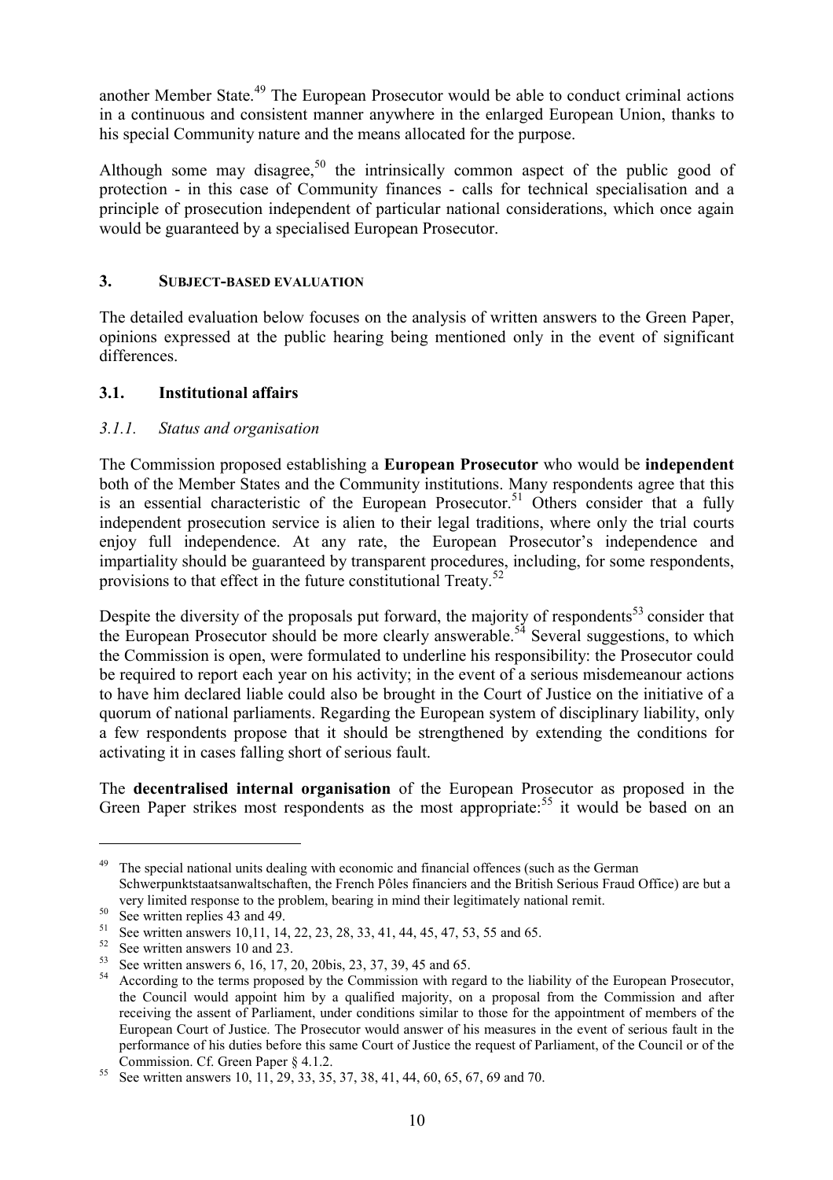another Member State.[49] The European Prosecutor would be able to conduct criminal actions in a continuous and consistent manner anywhere in the enlarged European Union, thanks to his special Community nature and the means allocated for the purpose.

Although some may disagree,[50] the intrinsically common aspect of the public good of protection - in this case of Community finances - calls for technical specialisation and a principle of prosecution independent of particular national considerations, which once again would be guaranteed by a specialised European Prosecutor.

## 3. Subject-based evaluation

The detailed evaluation below focuses on the analysis of written answers to the Green Paper, opinions expressed at the public hearing being mentioned only in the event of significant differences.

### 3.1. Institutional affairs

#### *3.1.1. Status and organisation*

The Commission proposed establishing a **European Prosecutor** who would be **independent** both of the Member States and the Community institutions. Many respondents agree that this is an essential characteristic of the European Prosecutor.[51] Others consider that a fully independent prosecution service is alien to their legal traditions, where only the trial courts enjoy full independence. At any rate, the European Prosecutor's independence and impartiality should be guaranteed by transparent procedures, including, for some respondents, provisions to that effect in the future constitutional Treaty.[52]

Despite the diversity of the proposals put forward, the majority of respondents[53] consider that the European Prosecutor should be more clearly answerable.[54] Several suggestions, to which the Commission is open, were formulated to underline his responsibility: the Prosecutor could be required to report each year on his activity; in the event of a serious misdemeanour actions to have him declared liable could also be brought in the Court of Justice on the initiative of a quorum of national parliaments. Regarding the European system of disciplinary liability, only a few respondents propose that it should be strengthened by extending the conditions for activating it in cases falling short of serious fault.

The **decentralised internal organisation** of the European Prosecutor as proposed in the Green Paper strikes most respondents as the most appropriate:[55] it would be based on an

---

[49] The special national units dealing with economic and financial offences (such as the German Schwerpunktstaatsanwaltschaften, the French Pôles financiers and the British Serious Fraud Office) are but a very limited response to the problem, bearing in mind their legitimately national remit.

[50] See written replies 43 and 49.

[51] See written answers 10,11, 14, 22, 23, 28, 33, 41, 44, 45, 47, 53, 55 and 65.

[52] See written answers 10 and 23.

[53] See written answers 6, 16, 17, 20, 20bis, 23, 37, 39, 45 and 65.

[54] According to the terms proposed by the Commission with regard to the liability of the European Prosecutor, the Council would appoint him by a qualified majority, on a proposal from the Commission and after receiving the assent of Parliament, under conditions similar to those for the appointment of members of the European Court of Justice. The Prosecutor would answer of his measures in the event of serious fault in the performance of his duties before this same Court of Justice the request of Parliament, of the Council or of the Commission. Cf. Green Paper § 4.1.2.

[55] See written answers 10, 11, 29, 33, 35, 37, 38, 41, 44, 60, 65, 67, 69 and 70.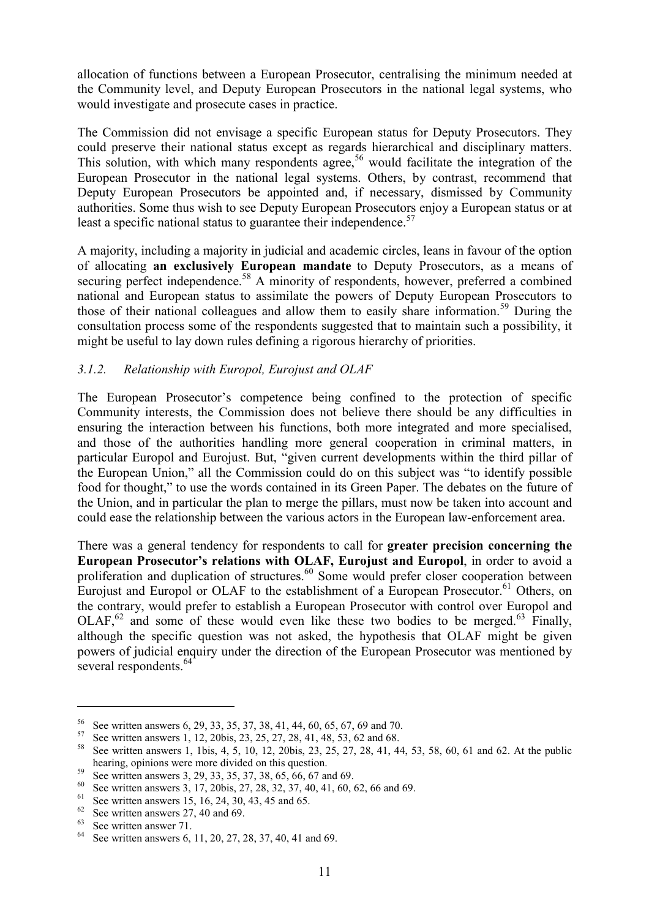allocation of functions between a European Prosecutor, centralising the minimum needed at the Community level, and Deputy European Prosecutors in the national legal systems, who would investigate and prosecute cases in practice.

The Commission did not envisage a specific European status for Deputy Prosecutors. They could preserve their national status except as regards hierarchical and disciplinary matters. This solution, with which many respondents agree,[56] would facilitate the integration of the European Prosecutor in the national legal systems. Others, by contrast, recommend that Deputy European Prosecutors be appointed and, if necessary, dismissed by Community authorities. Some thus wish to see Deputy European Prosecutors enjoy a European status or at least a specific national status to guarantee their independence.[57]

A majority, including a majority in judicial and academic circles, leans in favour of the option of allocating **an exclusively European mandate** to Deputy Prosecutors, as a means of securing perfect independence.[58] A minority of respondents, however, preferred a combined national and European status to assimilate the powers of Deputy European Prosecutors to those of their national colleagues and allow them to easily share information.[59] During the consultation process some of the respondents suggested that to maintain such a possibility, it might be useful to lay down rules defining a rigorous hierarchy of priorities.

### *3.1.2. Relationship with Europol, Eurojust and OLAF*

The European Prosecutor's competence being confined to the protection of specific Community interests, the Commission does not believe there should be any difficulties in ensuring the interaction between his functions, both more integrated and more specialised, and those of the authorities handling more general cooperation in criminal matters, in particular Europol and Eurojust. But, "given current developments within the third pillar of the European Union," all the Commission could do on this subject was "to identify possible food for thought," to use the words contained in its Green Paper. The debates on the future of the Union, and in particular the plan to merge the pillars, must now be taken into account and could ease the relationship between the various actors in the European law-enforcement area.

There was a general tendency for respondents to call for **greater precision concerning the European Prosecutor's relations with OLAF, Eurojust and Europol**, in order to avoid a proliferation and duplication of structures.[60] Some would prefer closer cooperation between Eurojust and Europol or OLAF to the establishment of a European Prosecutor.[61] Others, on the contrary, would prefer to establish a European Prosecutor with control over Europol and OLAF,[62] and some of these would even like these two bodies to be merged.[63] Finally, although the specific question was not asked, the hypothesis that OLAF might be given powers of judicial enquiry under the direction of the European Prosecutor was mentioned by several respondents.[64]

---

[56] See written answers 6, 29, 33, 35, 37, 38, 41, 44, 60, 65, 67, 69 and 70.

[57] See written answers 1, 12, 20bis, 23, 25, 27, 28, 41, 48, 53, 62 and 68.

[58] See written answers 1, 1bis, 4, 5, 10, 12, 20bis, 23, 25, 27, 28, 41, 44, 53, 58, 60, 61 and 62. At the public hearing, opinions were more divided on this question.

[59] See written answers 3, 29, 33, 35, 37, 38, 65, 66, 67 and 69.

[60] See written answers 3, 17, 20bis, 27, 28, 32, 37, 40, 41, 60, 62, 66 and 69.

[61] See written answers 15, 16, 24, 30, 43, 45 and 65.

[62] See written answers 27, 40 and 69.

[63] See written answer 71.

[64] See written answers 6, 11, 20, 27, 28, 37, 40, 41 and 69.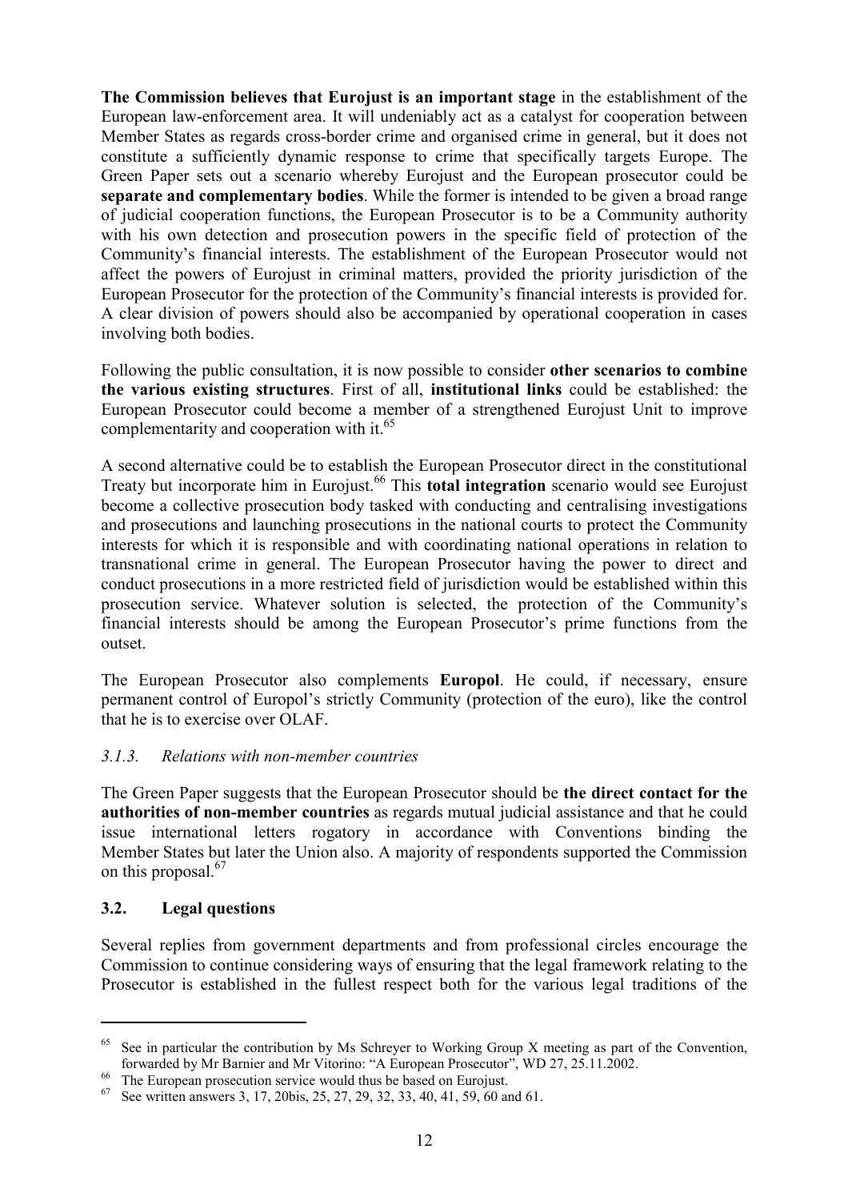**The Commission believes that Eurojust is an important stage** in the establishment of the European law-enforcement area. It will undeniably act as a catalyst for cooperation between Member States as regards cross-border crime and organised crime in general, but it does not constitute a sufficiently dynamic response to crime that specifically targets Europe. The Green Paper sets out a scenario whereby Eurojust and the European prosecutor could be **separate and complementary bodies**. While the former is intended to be given a broad range of judicial cooperation functions, the European Prosecutor is to be a Community authority with his own detection and prosecution powers in the specific field of protection of the Community's financial interests. The establishment of the European Prosecutor would not affect the powers of Eurojust in criminal matters, provided the priority jurisdiction of the European Prosecutor for the protection of the Community's financial interests is provided for. A clear division of powers should also be accompanied by operational cooperation in cases involving both bodies.

Following the public consultation, it is now possible to consider **other scenarios to combine the various existing structures**. First of all, **institutional links** could be established: the European Prosecutor could become a member of a strengthened Eurojust Unit to improve complementarity and cooperation with it.[65]

A second alternative could be to establish the European Prosecutor direct in the constitutional Treaty but incorporate him in Eurojust.[66] This **total integration** scenario would see Eurojust become a collective prosecution body tasked with conducting and centralising investigations and prosecutions and launching prosecutions in the national courts to protect the Community interests for which it is responsible and with coordinating national operations in relation to transnational crime in general. The European Prosecutor having the power to direct and conduct prosecutions in a more restricted field of jurisdiction would be established within this prosecution service. Whatever solution is selected, the protection of the Community's financial interests should be among the European Prosecutor's prime functions from the outset.

The European Prosecutor also complements **Europol**. He could, if necessary, ensure permanent control of Europol's strictly Community (protection of the euro), like the control that he is to exercise over OLAF.

### *3.1.3. Relations with non-member countries*

The Green Paper suggests that the European Prosecutor should be **the direct contact for the authorities of non-member countries** as regards mutual judicial assistance and that he could issue international letters rogatory in accordance with Conventions binding the Member States but later the Union also. A majority of respondents supported the Commission on this proposal.[67]

## **3.2. Legal questions**

Several replies from government departments and from professional circles encourage the Commission to continue considering ways of ensuring that the legal framework relating to the Prosecutor is established in the fullest respect both for the various legal traditions of the

---

[65] See in particular the contribution by Ms Schreyer to Working Group X meeting as part of the Convention, forwarded by Mr Barnier and Mr Vitorino: "A European Prosecutor", WD 27, 25.11.2002.

[66] The European prosecution service would thus be based on Eurojust.

[67] See written answers 3, 17, 20bis, 25, 27, 29, 32, 33, 40, 41, 59, 60 and 61.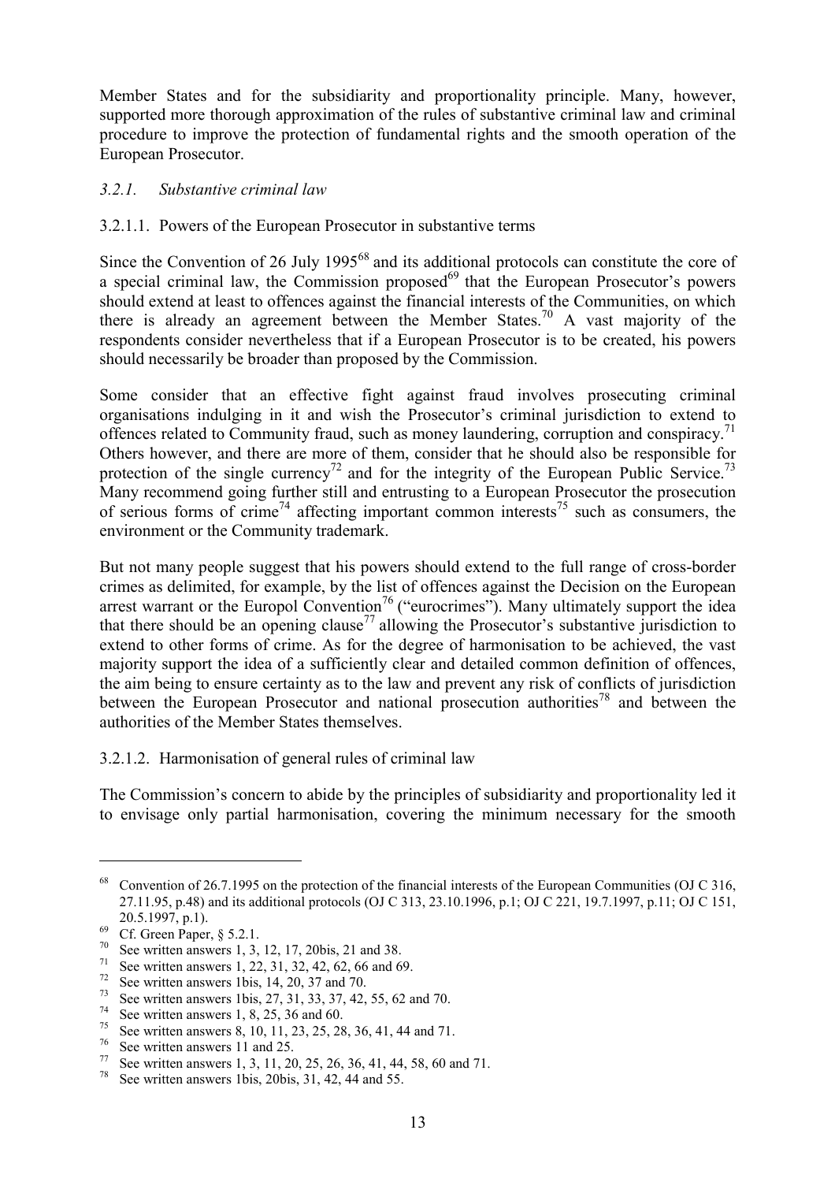Member States and for the subsidiarity and proportionality principle. Many, however, supported more thorough approximation of the rules of substantive criminal law and criminal procedure to improve the protection of fundamental rights and the smooth operation of the European Prosecutor.

### *3.2.1. Substantive criminal law*

#### 3.2.1.1. Powers of the European Prosecutor in substantive terms

Since the Convention of 26 July 1995[68] and its additional protocols can constitute the core of a special criminal law, the Commission proposed[69] that the European Prosecutor's powers should extend at least to offences against the financial interests of the Communities, on which there is already an agreement between the Member States.[70] A vast majority of the respondents consider nevertheless that if a European Prosecutor is to be created, his powers should necessarily be broader than proposed by the Commission.

Some consider that an effective fight against fraud involves prosecuting criminal organisations indulging in it and wish the Prosecutor's criminal jurisdiction to extend to offences related to Community fraud, such as money laundering, corruption and conspiracy.[71] Others however, and there are more of them, consider that he should also be responsible for protection of the single currency[72] and for the integrity of the European Public Service.[73] Many recommend going further still and entrusting to a European Prosecutor the prosecution of serious forms of crime[74] affecting important common interests[75] such as consumers, the environment or the Community trademark.

But not many people suggest that his powers should extend to the full range of cross-border crimes as delimited, for example, by the list of offences against the Decision on the European arrest warrant or the Europol Convention[76] ("eurocrimes"). Many ultimately support the idea that there should be an opening clause[77] allowing the Prosecutor's substantive jurisdiction to extend to other forms of crime. As for the degree of harmonisation to be achieved, the vast majority support the idea of a sufficiently clear and detailed common definition of offences, the aim being to ensure certainty as to the law and prevent any risk of conflicts of jurisdiction between the European Prosecutor and national prosecution authorities[78] and between the authorities of the Member States themselves.

#### 3.2.1.2. Harmonisation of general rules of criminal law

The Commission's concern to abide by the principles of subsidiarity and proportionality led it to envisage only partial harmonisation, covering the minimum necessary for the smooth

---

[68] Convention of 26.7.1995 on the protection of the financial interests of the European Communities (OJ C 316, 27.11.95, p.48) and its additional protocols (OJ C 313, 23.10.1996, p.1; OJ C 221, 19.7.1997, p.11; OJ C 151, 20.5.1997, p.1).

[69] Cf. Green Paper, § 5.2.1.

[70] See written answers 1, 3, 12, 17, 20bis, 21 and 38.

[71] See written answers 1, 22, 31, 32, 42, 62, 66 and 69.

[72] See written answers 1bis, 14, 20, 37 and 70.

[73] See written answers 1bis, 27, 31, 33, 37, 42, 55, 62 and 70.

[74] See written answers 1, 8, 25, 36 and 60.

[75] See written answers 8, 10, 11, 23, 25, 28, 36, 41, 44 and 71.

[76] See written answers 11 and 25.

[77] See written answers 1, 3, 11, 20, 25, 26, 36, 41, 44, 58, 60 and 71.

[78] See written answers 1bis, 20bis, 31, 42, 44 and 55.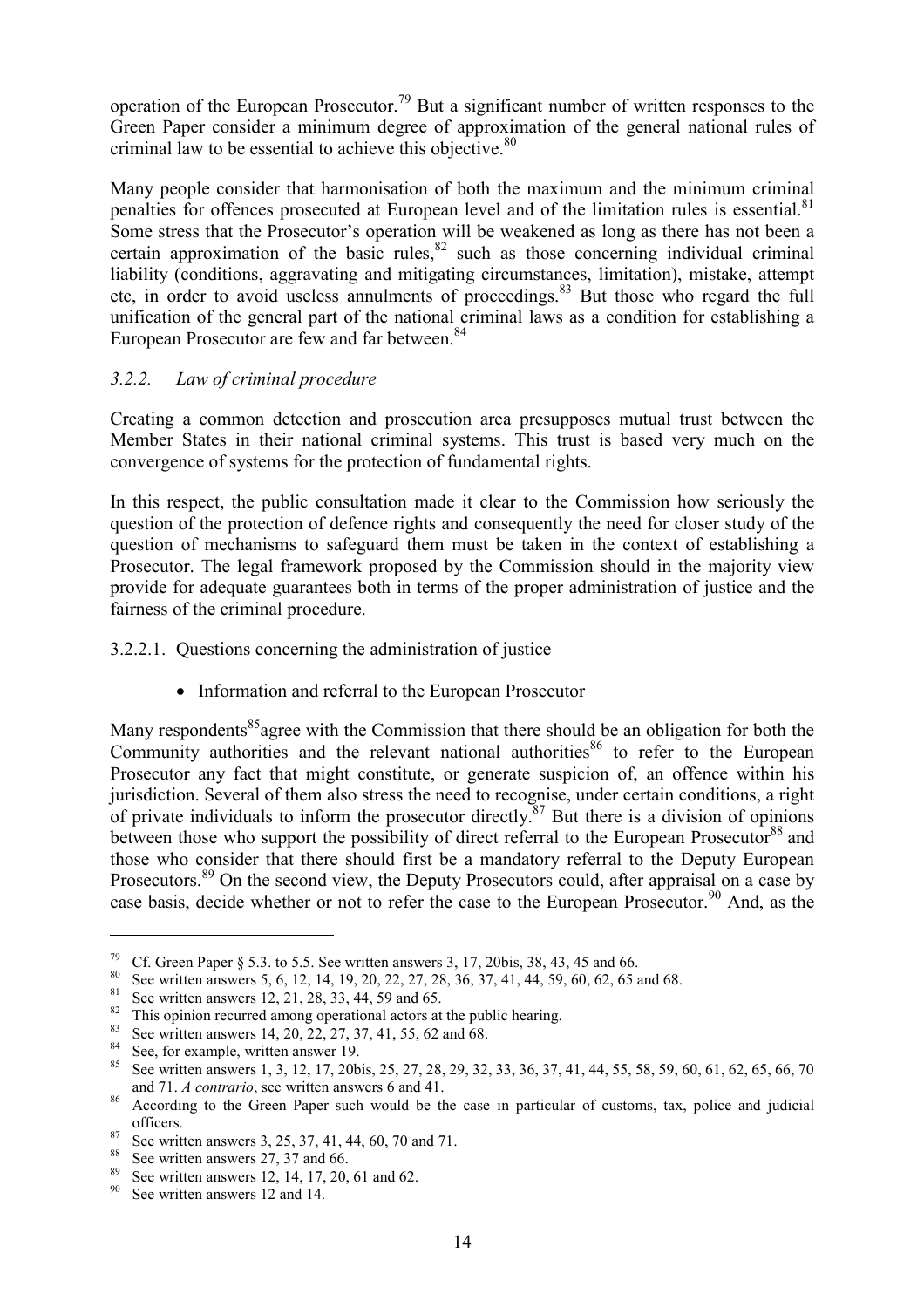operation of the European Prosecutor.[79] But a significant number of written responses to the Green Paper consider a minimum degree of approximation of the general national rules of criminal law to be essential to achieve this objective.[80]

Many people consider that harmonisation of both the maximum and the minimum criminal penalties for offences prosecuted at European level and of the limitation rules is essential.[81] Some stress that the Prosecutor's operation will be weakened as long as there has not been a certain approximation of the basic rules,[82] such as those concerning individual criminal liability (conditions, aggravating and mitigating circumstances, limitation), mistake, attempt etc, in order to avoid useless annulments of proceedings.[83] But those who regard the full unification of the general part of the national criminal laws as a condition for establishing a European Prosecutor are few and far between.[84]

### *3.2.2. Law of criminal procedure*

Creating a common detection and prosecution area presupposes mutual trust between the Member States in their national criminal systems. This trust is based very much on the convergence of systems for the protection of fundamental rights.

In this respect, the public consultation made it clear to the Commission how seriously the question of the protection of defence rights and consequently the need for closer study of the question of mechanisms to safeguard them must be taken in the context of establishing a Prosecutor. The legal framework proposed by the Commission should in the majority view provide for adequate guarantees both in terms of the proper administration of justice and the fairness of the criminal procedure.

#### 3.2.2.1. Questions concerning the administration of justice

- Information and referral to the European Prosecutor

Many respondents[85] agree with the Commission that there should be an obligation for both the Community authorities and the relevant national authorities[86] to refer to the European Prosecutor any fact that might constitute, or generate suspicion of, an offence within his jurisdiction. Several of them also stress the need to recognise, under certain conditions, a right of private individuals to inform the prosecutor directly.[87] But there is a division of opinions between those who support the possibility of direct referral to the European Prosecutor[88] and those who consider that there should first be a mandatory referral to the Deputy European Prosecutors.[89] On the second view, the Deputy Prosecutors could, after appraisal on a case by case basis, decide whether or not to refer the case to the European Prosecutor.[90] And, as the

---

[79] Cf. Green Paper § 5.3. to 5.5. See written answers 3, 17, 20bis, 38, 43, 45 and 66.

[80] See written answers 5, 6, 12, 14, 19, 20, 22, 27, 28, 36, 37, 41, 44, 59, 60, 62, 65 and 68.

[81] See written answers 12, 21, 28, 33, 44, 59 and 65.

[82] This opinion recurred among operational actors at the public hearing.

[83] See written answers 14, 20, 22, 27, 37, 41, 55, 62 and 68.

[84] See, for example, written answer 19.

[85] See written answers 1, 3, 12, 17, 20bis, 25, 27, 28, 29, 32, 33, 36, 37, 41, 44, 55, 58, 59, 60, 61, 62, 65, 66, 70 and 71. *A contrario*, see written answers 6 and 41.

[86] According to the Green Paper such would be the case in particular of customs, tax, police and judicial officers.

[87] See written answers 3, 25, 37, 41, 44, 60, 70 and 71.

[88] See written answers 27, 37 and 66.

[89] See written answers 12, 14, 17, 20, 61 and 62.

[90] See written answers 12 and 14.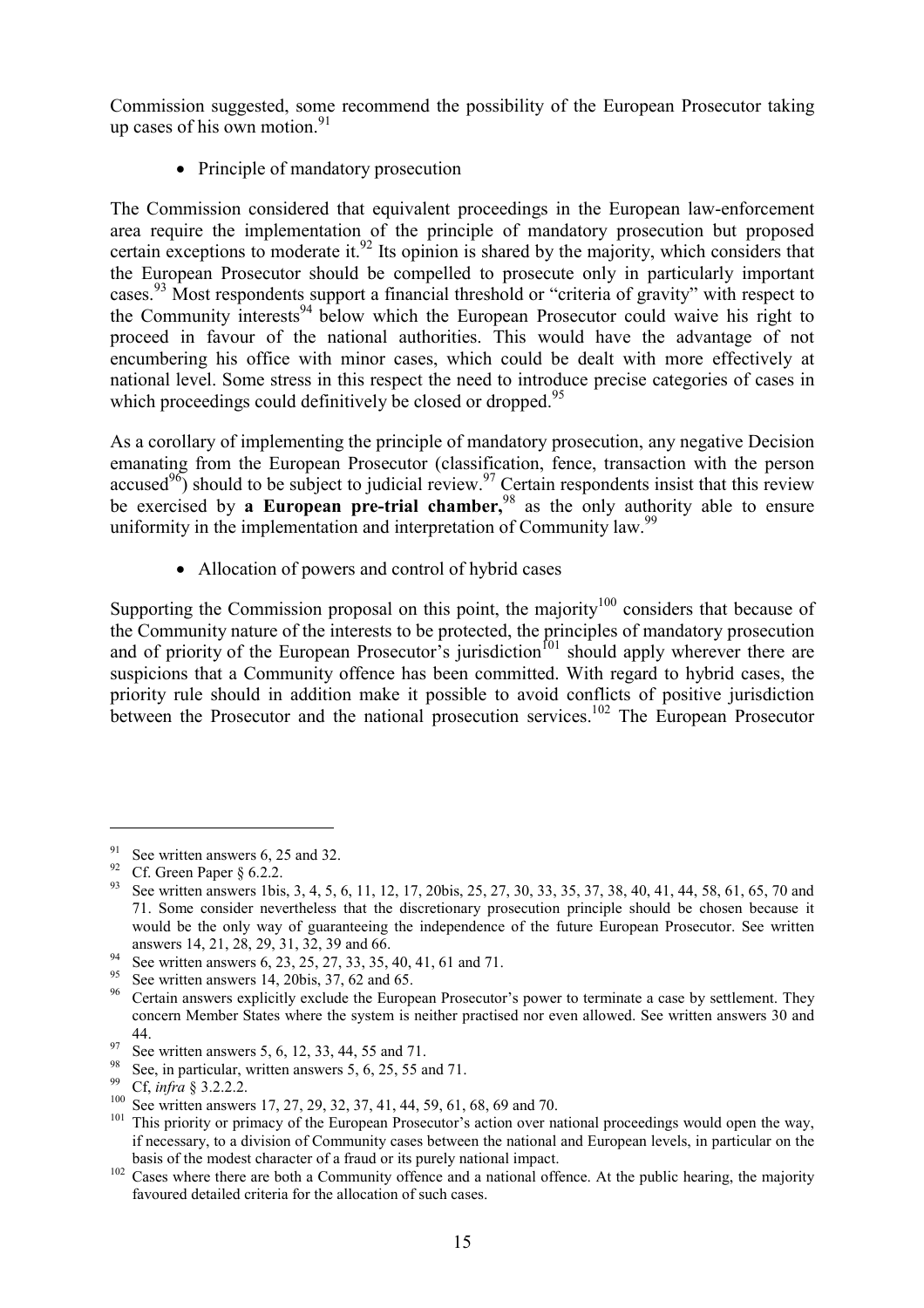Commission suggested, some recommend the possibility of the European Prosecutor taking up cases of his own motion.[91]

- Principle of mandatory prosecution

The Commission considered that equivalent proceedings in the European law-enforcement area require the implementation of the principle of mandatory prosecution but proposed certain exceptions to moderate it.[92] Its opinion is shared by the majority, which considers that the European Prosecutor should be compelled to prosecute only in particularly important cases.[93] Most respondents support a financial threshold or "criteria of gravity" with respect to the Community interests[94] below which the European Prosecutor could waive his right to proceed in favour of the national authorities. This would have the advantage of not encumbering his office with minor cases, which could be dealt with more effectively at national level. Some stress in this respect the need to introduce precise categories of cases in which proceedings could definitively be closed or dropped.[95]

As a corollary of implementing the principle of mandatory prosecution, any negative Decision emanating from the European Prosecutor (classification, fence, transaction with the person accused[96]) should to be subject to judicial review.[97] Certain respondents insist that this review be exercised by **a European pre-trial chamber,**[98] as the only authority able to ensure uniformity in the implementation and interpretation of Community law.[99]

- Allocation of powers and control of hybrid cases

Supporting the Commission proposal on this point, the majority[100] considers that because of the Community nature of the interests to be protected, the principles of mandatory prosecution and of priority of the European Prosecutor's jurisdiction[101] should apply wherever there are suspicions that a Community offence has been committed. With regard to hybrid cases, the priority rule should in addition make it possible to avoid conflicts of positive jurisdiction between the Prosecutor and the national prosecution services.[102] The European Prosecutor

---

[91] See written answers 6, 25 and 32.

[92] Cf. Green Paper § 6.2.2.

[93] See written answers 1bis, 3, 4, 5, 6, 11, 12, 17, 20bis, 25, 27, 30, 33, 35, 37, 38, 40, 41, 44, 58, 61, 65, 70 and 71. Some consider nevertheless that the discretionary prosecution principle should be chosen because it would be the only way of guaranteeing the independence of the future European Prosecutor. See written answers 14, 21, 28, 29, 31, 32, 39 and 66.

[94] See written answers 6, 23, 25, 27, 33, 35, 40, 41, 61 and 71.

[95] See written answers 14, 20bis, 37, 62 and 65.

[96] Certain answers explicitly exclude the European Prosecutor's power to terminate a case by settlement. They concern Member States where the system is neither practised nor even allowed. See written answers 30 and 44.

[97] See written answers 5, 6, 12, 33, 44, 55 and 71.

[98] See, in particular, written answers 5, 6, 25, 55 and 71.

[99] Cf, *infra* § 3.2.2.2.

[100] See written answers 17, 27, 29, 32, 37, 41, 44, 59, 61, 68, 69 and 70.

[101] This priority or primacy of the European Prosecutor's action over national proceedings would open the way, if necessary, to a division of Community cases between the national and European levels, in particular on the basis of the modest character of a fraud or its purely national impact.

[102] Cases where there are both a Community offence and a national offence. At the public hearing, the majority favoured detailed criteria for the allocation of such cases.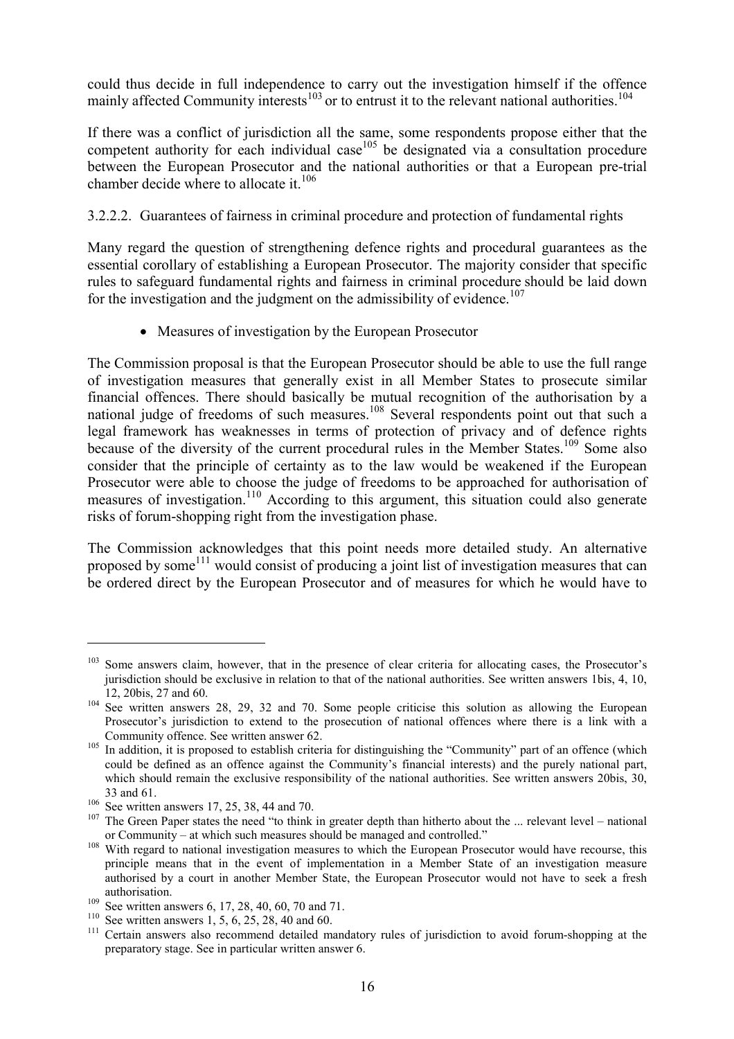could thus decide in full independence to carry out the investigation himself if the offence mainly affected Community interests[103] or to entrust it to the relevant national authorities.[104]

If there was a conflict of jurisdiction all the same, some respondents propose either that the competent authority for each individual case[105] be designated via a consultation procedure between the European Prosecutor and the national authorities or that a European pre-trial chamber decide where to allocate it.[106]

#### 3.2.2.2. Guarantees of fairness in criminal procedure and protection of fundamental rights

Many regard the question of strengthening defence rights and procedural guarantees as the essential corollary of establishing a European Prosecutor. The majority consider that specific rules to safeguard fundamental rights and fairness in criminal procedure should be laid down for the investigation and the judgment on the admissibility of evidence.[107]

- Measures of investigation by the European Prosecutor

The Commission proposal is that the European Prosecutor should be able to use the full range of investigation measures that generally exist in all Member States to prosecute similar financial offences. There should basically be mutual recognition of the authorisation by a national judge of freedoms of such measures.[108] Several respondents point out that such a legal framework has weaknesses in terms of protection of privacy and of defence rights because of the diversity of the current procedural rules in the Member States.[109] Some also consider that the principle of certainty as to the law would be weakened if the European Prosecutor were able to choose the judge of freedoms to be approached for authorisation of measures of investigation.[110] According to this argument, this situation could also generate risks of forum-shopping right from the investigation phase.

The Commission acknowledges that this point needs more detailed study. An alternative proposed by some[111] would consist of producing a joint list of investigation measures that can be ordered direct by the European Prosecutor and of measures for which he would have to

---

[103] Some answers claim, however, that in the presence of clear criteria for allocating cases, the Prosecutor's jurisdiction should be exclusive in relation to that of the national authorities. See written answers 1bis, 4, 10, 12, 20bis, 27 and 60.

[104] See written answers 28, 29, 32 and 70. Some people criticise this solution as allowing the European Prosecutor's jurisdiction to extend to the prosecution of national offences where there is a link with a Community offence. See written answer 62.

[105] In addition, it is proposed to establish criteria for distinguishing the "Community" part of an offence (which could be defined as an offence against the Community's financial interests) and the purely national part, which should remain the exclusive responsibility of the national authorities. See written answers 20bis, 30, 33 and 61.

[106] See written answers 17, 25, 38, 44 and 70.

[107] The Green Paper states the need "to think in greater depth than hitherto about the ... relevant level – national or Community – at which such measures should be managed and controlled."

[108] With regard to national investigation measures to which the European Prosecutor would have recourse, this principle means that in the event of implementation in a Member State of an investigation measure authorised by a court in another Member State, the European Prosecutor would not have to seek a fresh authorisation.

[109] See written answers 6, 17, 28, 40, 60, 70 and 71.

[110] See written answers 1, 5, 6, 25, 28, 40 and 60.

[111] Certain answers also recommend detailed mandatory rules of jurisdiction to avoid forum-shopping at the preparatory stage. See in particular written answer 6.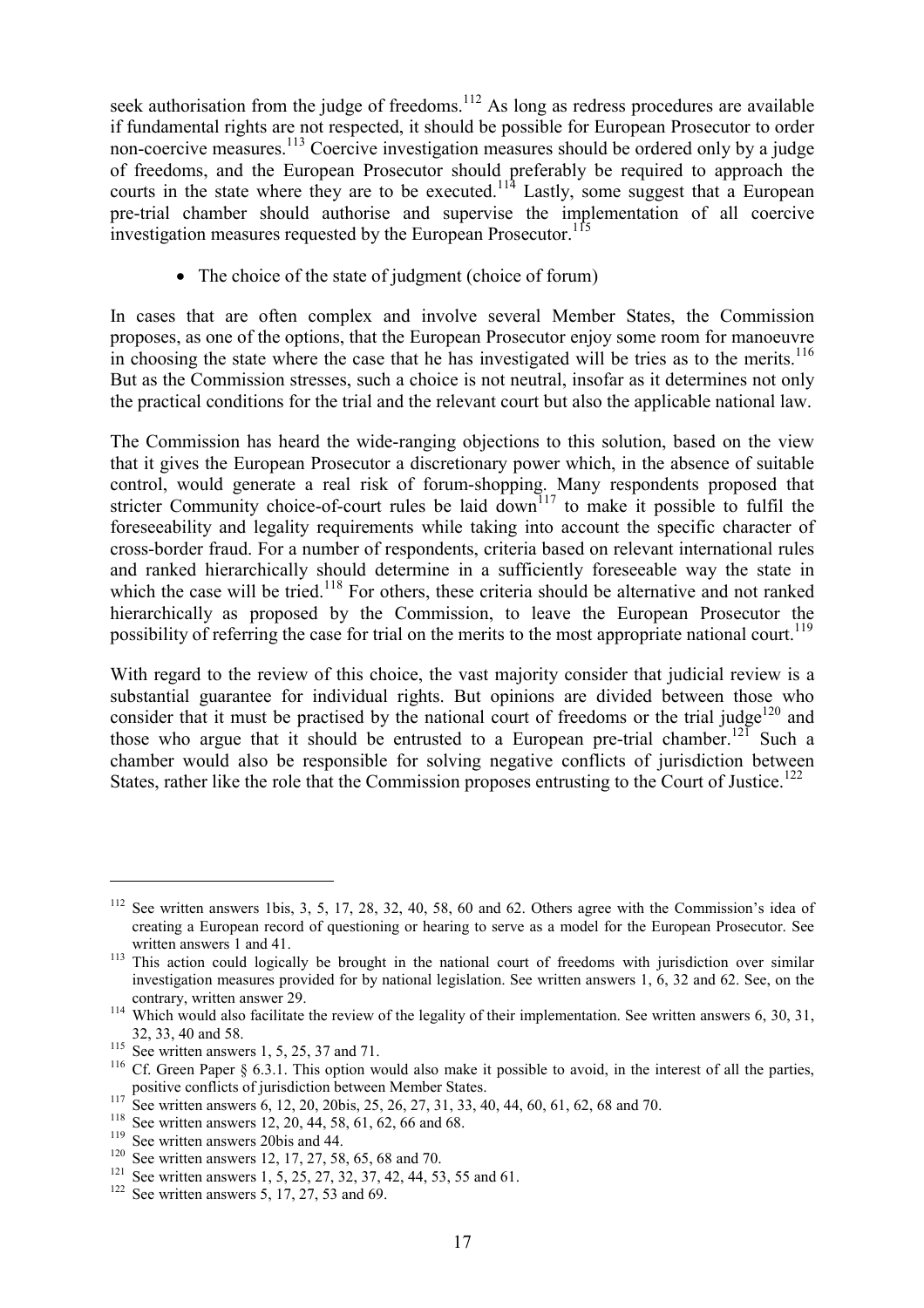seek authorisation from the judge of freedoms.[112] As long as redress procedures are available if fundamental rights are not respected, it should be possible for European Prosecutor to order non-coercive measures.[113] Coercive investigation measures should be ordered only by a judge of freedoms, and the European Prosecutor should preferably be required to approach the courts in the state where they are to be executed.[114] Lastly, some suggest that a European pre-trial chamber should authorise and supervise the implementation of all coercive investigation measures requested by the European Prosecutor.[115]

- The choice of the state of judgment (choice of forum)

In cases that are often complex and involve several Member States, the Commission proposes, as one of the options, that the European Prosecutor enjoy some room for manoeuvre in choosing the state where the case that he has investigated will be tries as to the merits.[116] But as the Commission stresses, such a choice is not neutral, insofar as it determines not only the practical conditions for the trial and the relevant court but also the applicable national law.

The Commission has heard the wide-ranging objections to this solution, based on the view that it gives the European Prosecutor a discretionary power which, in the absence of suitable control, would generate a real risk of forum-shopping. Many respondents proposed that stricter Community choice-of-court rules be laid down[117] to make it possible to fulfil the foreseeability and legality requirements while taking into account the specific character of cross-border fraud. For a number of respondents, criteria based on relevant international rules and ranked hierarchically should determine in a sufficiently foreseeable way the state in which the case will be tried.[118] For others, these criteria should be alternative and not ranked hierarchically as proposed by the Commission, to leave the European Prosecutor the possibility of referring the case for trial on the merits to the most appropriate national court.[119]

With regard to the review of this choice, the vast majority consider that judicial review is a substantial guarantee for individual rights. But opinions are divided between those who consider that it must be practised by the national court of freedoms or the trial judge[120] and those who argue that it should be entrusted to a European pre-trial chamber.[121] Such a chamber would also be responsible for solving negative conflicts of jurisdiction between States, rather like the role that the Commission proposes entrusting to the Court of Justice.[122]

---

[112] See written answers 1bis, 3, 5, 17, 28, 32, 40, 58, 60 and 62. Others agree with the Commission's idea of creating a European record of questioning or hearing to serve as a model for the European Prosecutor. See written answers 1 and 41.

[113] This action could logically be brought in the national court of freedoms with jurisdiction over similar investigation measures provided for by national legislation. See written answers 1, 6, 32 and 62. See, on the contrary, written answer 29.

[114] Which would also facilitate the review of the legality of their implementation. See written answers 6, 30, 31, 32, 33, 40 and 58.

[115] See written answers 1, 5, 25, 37 and 71.

[116] Cf. Green Paper § 6.3.1. This option would also make it possible to avoid, in the interest of all the parties, positive conflicts of jurisdiction between Member States.

[117] See written answers 6, 12, 20, 20bis, 25, 26, 27, 31, 33, 40, 44, 60, 61, 62, 68 and 70.

[118] See written answers 12, 20, 44, 58, 61, 62, 66 and 68.

[119] See written answers 20bis and 44.

[120] See written answers 12, 17, 27, 58, 65, 68 and 70.

[121] See written answers 1, 5, 25, 27, 32, 37, 42, 44, 53, 55 and 61.

[122] See written answers 5, 17, 27, 53 and 69.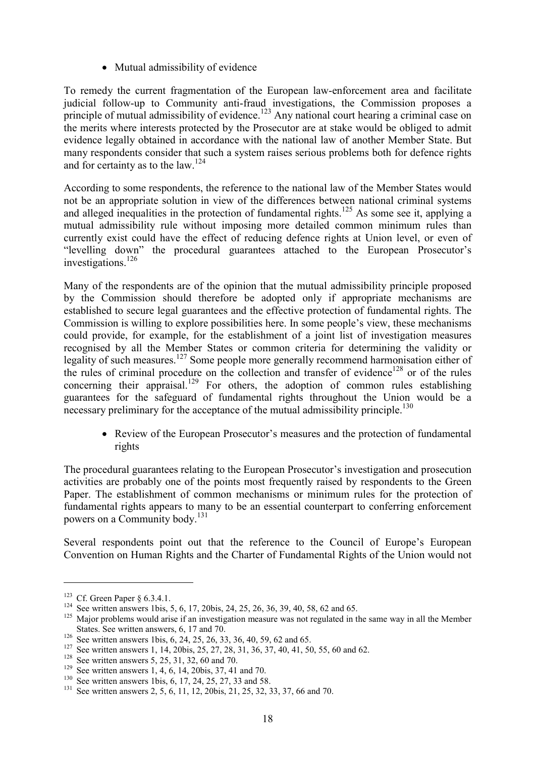- Mutual admissibility of evidence

To remedy the current fragmentation of the European law-enforcement area and facilitate judicial follow-up to Community anti-fraud investigations, the Commission proposes a principle of mutual admissibility of evidence.[123] Any national court hearing a criminal case on the merits where interests protected by the Prosecutor are at stake would be obliged to admit evidence legally obtained in accordance with the national law of another Member State. But many respondents consider that such a system raises serious problems both for defence rights and for certainty as to the law.[124]

According to some respondents, the reference to the national law of the Member States would not be an appropriate solution in view of the differences between national criminal systems and alleged inequalities in the protection of fundamental rights.[125] As some see it, applying a mutual admissibility rule without imposing more detailed common minimum rules than currently exist could have the effect of reducing defence rights at Union level, or even of "levelling down" the procedural guarantees attached to the European Prosecutor's investigations.[126]

Many of the respondents are of the opinion that the mutual admissibility principle proposed by the Commission should therefore be adopted only if appropriate mechanisms are established to secure legal guarantees and the effective protection of fundamental rights. The Commission is willing to explore possibilities here. In some people's view, these mechanisms could provide, for example, for the establishment of a joint list of investigation measures recognised by all the Member States or common criteria for determining the validity or legality of such measures.[127] Some people more generally recommend harmonisation either of the rules of criminal procedure on the collection and transfer of evidence[128] or of the rules concerning their appraisal.[129] For others, the adoption of common rules establishing guarantees for the safeguard of fundamental rights throughout the Union would be a necessary preliminary for the acceptance of the mutual admissibility principle.[130]

- Review of the European Prosecutor's measures and the protection of fundamental rights

The procedural guarantees relating to the European Prosecutor's investigation and prosecution activities are probably one of the points most frequently raised by respondents to the Green Paper. The establishment of common mechanisms or minimum rules for the protection of fundamental rights appears to many to be an essential counterpart to conferring enforcement powers on a Community body.[131]

Several respondents point out that the reference to the Council of Europe's European Convention on Human Rights and the Charter of Fundamental Rights of the Union would not

---

[123] Cf. Green Paper § 6.3.4.1.

[124] See written answers 1bis, 5, 6, 17, 20bis, 24, 25, 26, 36, 39, 40, 58, 62 and 65.

[125] Major problems would arise if an investigation measure was not regulated in the same way in all the Member States. See written answers, 6, 17 and 70.

[126] See written answers 1bis, 6, 24, 25, 26, 33, 36, 40, 59, 62 and 65.

[127] See written answers 1, 14, 20bis, 25, 27, 28, 31, 36, 37, 40, 41, 50, 55, 60 and 62.

[128] See written answers 5, 25, 31, 32, 60 and 70.

[129] See written answers 1, 4, 6, 14, 20bis, 37, 41 and 70.

[130] See written answers 1bis, 6, 17, 24, 25, 27, 33 and 58.

[131] See written answers 2, 5, 6, 11, 12, 20bis, 21, 25, 32, 33, 37, 66 and 70.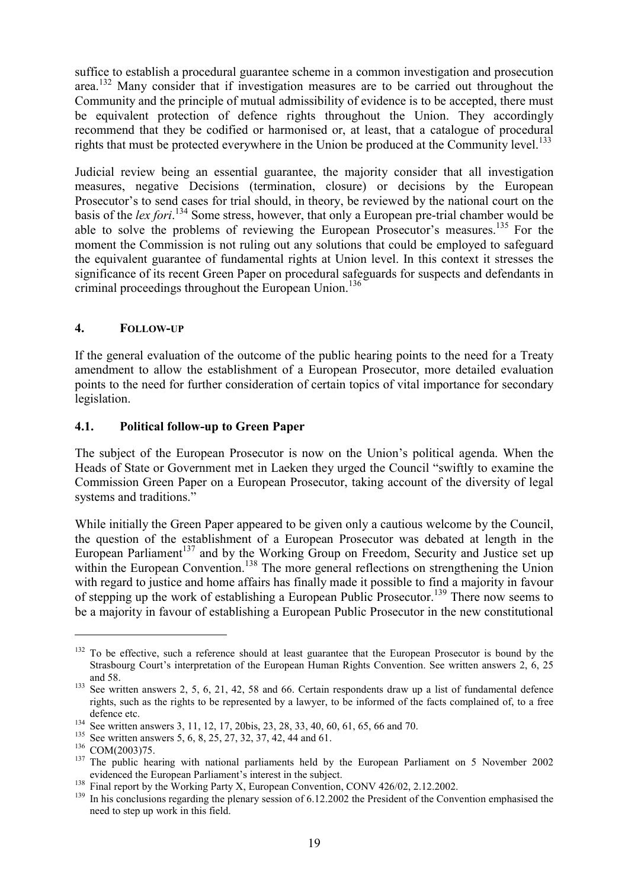suffice to establish a procedural guarantee scheme in a common investigation and prosecution area.[132] Many consider that if investigation measures are to be carried out throughout the Community and the principle of mutual admissibility of evidence is to be accepted, there must be equivalent protection of defence rights throughout the Union. They accordingly recommend that they be codified or harmonised or, at least, that a catalogue of procedural rights that must be protected everywhere in the Union be produced at the Community level.[133]

Judicial review being an essential guarantee, the majority consider that all investigation measures, negative Decisions (termination, closure) or decisions by the European Prosecutor's to send cases for trial should, in theory, be reviewed by the national court on the basis of the *lex fori*.[134] Some stress, however, that only a European pre-trial chamber would be able to solve the problems of reviewing the European Prosecutor's measures.[135] For the moment the Commission is not ruling out any solutions that could be employed to safeguard the equivalent guarantee of fundamental rights at Union level. In this context it stresses the significance of its recent Green Paper on procedural safeguards for suspects and defendants in criminal proceedings throughout the European Union.[136]

## 4. FOLLOW-UP

If the general evaluation of the outcome of the public hearing points to the need for a Treaty amendment to allow the establishment of a European Prosecutor, more detailed evaluation points to the need for further consideration of certain topics of vital importance for secondary legislation.

### 4.1. Political follow-up to Green Paper

The subject of the European Prosecutor is now on the Union's political agenda. When the Heads of State or Government met in Laeken they urged the Council "swiftly to examine the Commission Green Paper on a European Prosecutor, taking account of the diversity of legal systems and traditions."

While initially the Green Paper appeared to be given only a cautious welcome by the Council, the question of the establishment of a European Prosecutor was debated at length in the European Parliament[137] and by the Working Group on Freedom, Security and Justice set up within the European Convention.[138] The more general reflections on strengthening the Union with regard to justice and home affairs has finally made it possible to find a majority in favour of stepping up the work of establishing a European Public Prosecutor.[139] There now seems to be a majority in favour of establishing a European Public Prosecutor in the new constitutional

---

[132] To be effective, such a reference should at least guarantee that the European Prosecutor is bound by the Strasbourg Court's interpretation of the European Human Rights Convention. See written answers 2, 6, 25 and 58.

[133] See written answers 2, 5, 6, 21, 42, 58 and 66. Certain respondents draw up a list of fundamental defence rights, such as the rights to be represented by a lawyer, to be informed of the facts complained of, to a free defence etc.

[134] See written answers 3, 11, 12, 17, 20bis, 23, 28, 33, 40, 60, 61, 65, 66 and 70.

[135] See written answers 5, 6, 8, 25, 27, 32, 37, 42, 44 and 61.

[136] COM(2003)75.

[137] The public hearing with national parliaments held by the European Parliament on 5 November 2002 evidenced the European Parliament's interest in the subject.

[138] Final report by the Working Party X, European Convention, CONV 426/02, 2.12.2002.

[139] In his conclusions regarding the plenary session of 6.12.2002 the President of the Convention emphasised the need to step up work in this field.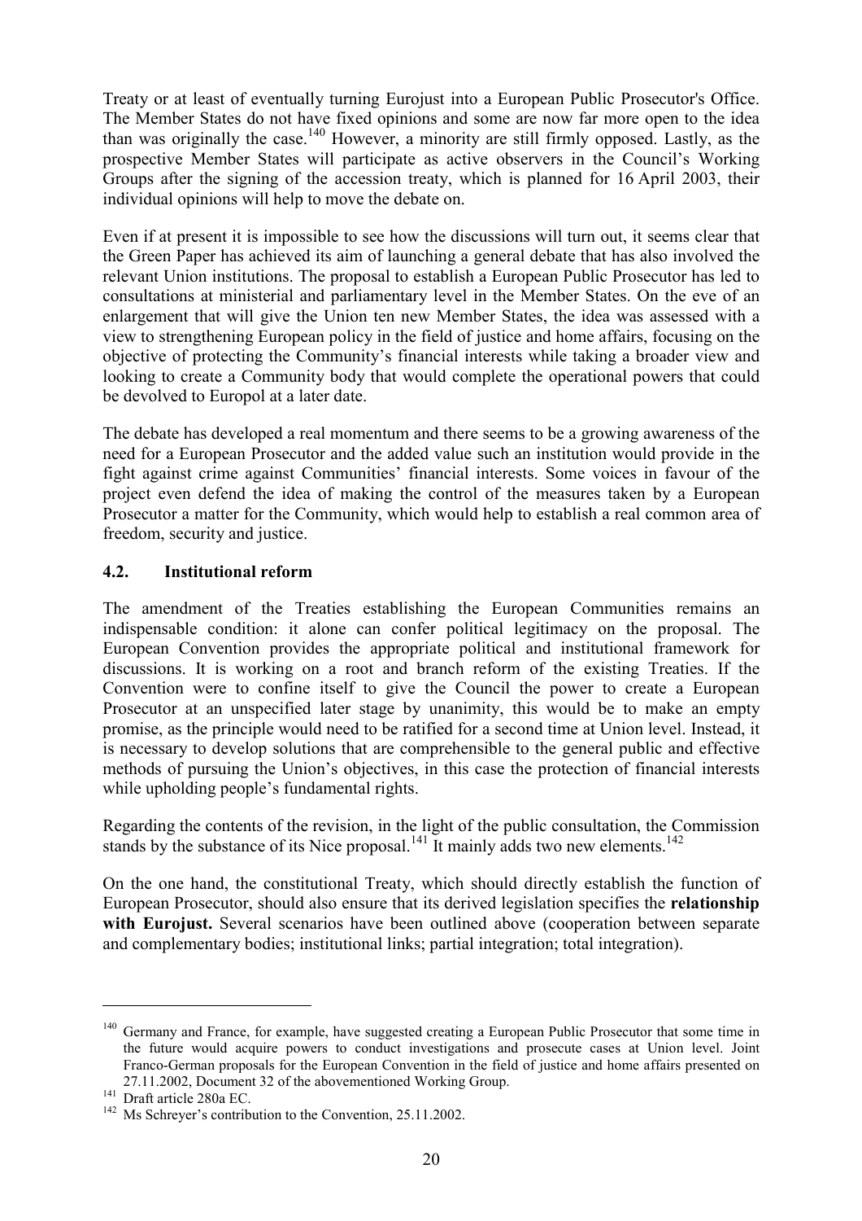Treaty or at least of eventually turning Eurojust into a European Public Prosecutor's Office. The Member States do not have fixed opinions and some are now far more open to the idea than was originally the case.[140] However, a minority are still firmly opposed. Lastly, as the prospective Member States will participate as active observers in the Council's Working Groups after the signing of the accession treaty, which is planned for 16 April 2003, their individual opinions will help to move the debate on.

Even if at present it is impossible to see how the discussions will turn out, it seems clear that the Green Paper has achieved its aim of launching a general debate that has also involved the relevant Union institutions. The proposal to establish a European Public Prosecutor has led to consultations at ministerial and parliamentary level in the Member States. On the eve of an enlargement that will give the Union ten new Member States, the idea was assessed with a view to strengthening European policy in the field of justice and home affairs, focusing on the objective of protecting the Community's financial interests while taking a broader view and looking to create a Community body that would complete the operational powers that could be devolved to Europol at a later date.

The debate has developed a real momentum and there seems to be a growing awareness of the need for a European Prosecutor and the added value such an institution would provide in the fight against crime against Communities' financial interests. Some voices in favour of the project even defend the idea of making the control of the measures taken by a European Prosecutor a matter for the Community, which would help to establish a real common area of freedom, security and justice.

### 4.2. Institutional reform

The amendment of the Treaties establishing the European Communities remains an indispensable condition: it alone can confer political legitimacy on the proposal. The European Convention provides the appropriate political and institutional framework for discussions. It is working on a root and branch reform of the existing Treaties. If the Convention were to confine itself to give the Council the power to create a European Prosecutor at an unspecified later stage by unanimity, this would be to make an empty promise, as the principle would need to be ratified for a second time at Union level. Instead, it is necessary to develop solutions that are comprehensible to the general public and effective methods of pursuing the Union's objectives, in this case the protection of financial interests while upholding people's fundamental rights.

Regarding the contents of the revision, in the light of the public consultation, the Commission stands by the substance of its Nice proposal.[141] It mainly adds two new elements.[142]

On the one hand, the constitutional Treaty, which should directly establish the function of European Prosecutor, should also ensure that its derived legislation specifies the **relationship with Eurojust.** Several scenarios have been outlined above (cooperation between separate and complementary bodies; institutional links; partial integration; total integration).

---

[140] Germany and France, for example, have suggested creating a European Public Prosecutor that some time in the future would acquire powers to conduct investigations and prosecute cases at Union level. Joint Franco-German proposals for the European Convention in the field of justice and home affairs presented on 27.11.2002, Document 32 of the abovementioned Working Group.

[141] Draft article 280a EC.

[142] Ms Schreyer's contribution to the Convention, 25.11.2002.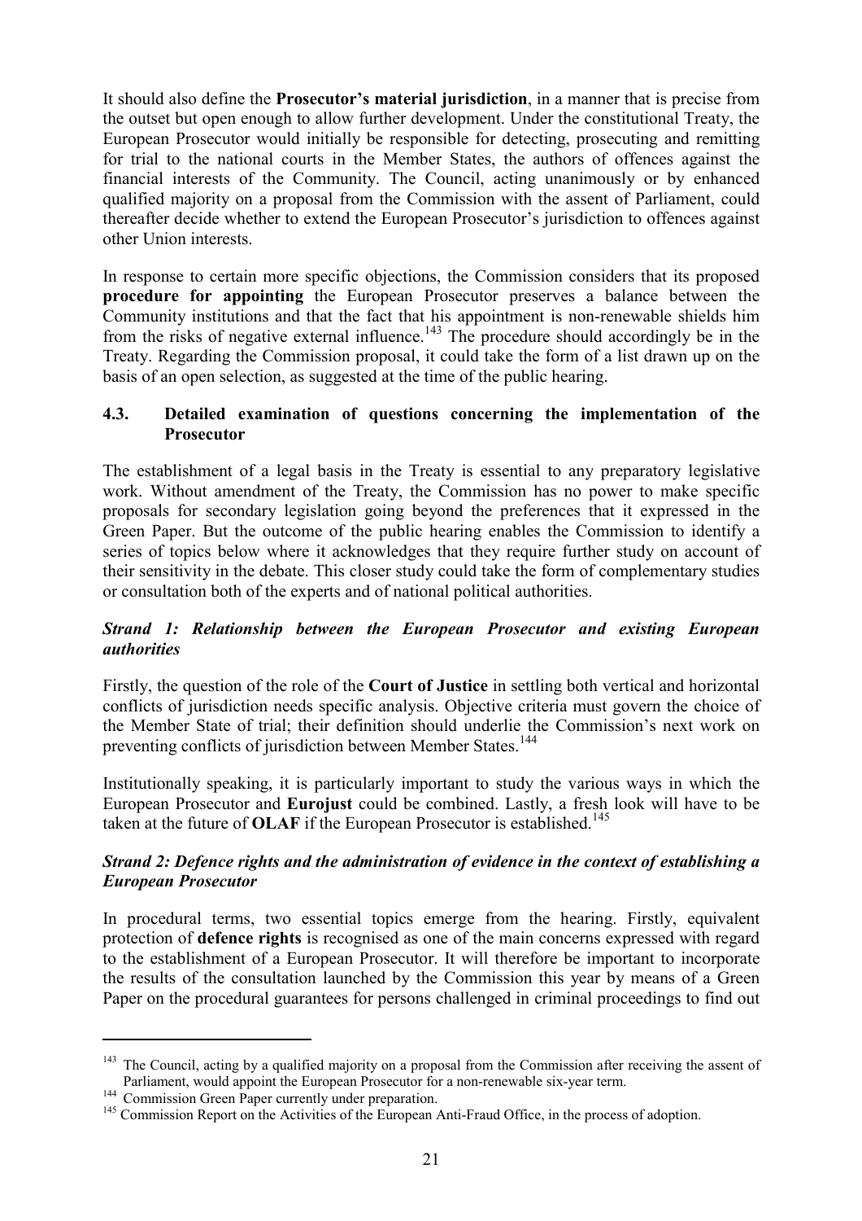It should also define the **Prosecutor's material jurisdiction**, in a manner that is precise from the outset but open enough to allow further development. Under the constitutional Treaty, the European Prosecutor would initially be responsible for detecting, prosecuting and remitting for trial to the national courts in the Member States, the authors of offences against the financial interests of the Community. The Council, acting unanimously or by enhanced qualified majority on a proposal from the Commission with the assent of Parliament, could thereafter decide whether to extend the European Prosecutor's jurisdiction to offences against other Union interests.

In response to certain more specific objections, the Commission considers that its proposed **procedure for appointing** the European Prosecutor preserves a balance between the Community institutions and that the fact that his appointment is non-renewable shields him from the risks of negative external influence.[143] The procedure should accordingly be in the Treaty. Regarding the Commission proposal, it could take the form of a list drawn up on the basis of an open selection, as suggested at the time of the public hearing.

### 4.3. Detailed examination of questions concerning the implementation of the Prosecutor

The establishment of a legal basis in the Treaty is essential to any preparatory legislative work. Without amendment of the Treaty, the Commission has no power to make specific proposals for secondary legislation going beyond the preferences that it expressed in the Green Paper. But the outcome of the public hearing enables the Commission to identify a series of topics below where it acknowledges that they require further study on account of their sensitivity in the debate. This closer study could take the form of complementary studies or consultation both of the experts and of national political authorities.

#### *Strand 1: Relationship between the European Prosecutor and existing European authorities*

Firstly, the question of the role of the **Court of Justice** in settling both vertical and horizontal conflicts of jurisdiction needs specific analysis. Objective criteria must govern the choice of the Member State of trial; their definition should underlie the Commission's next work on preventing conflicts of jurisdiction between Member States.[144]

Institutionally speaking, it is particularly important to study the various ways in which the European Prosecutor and **Eurojust** could be combined. Lastly, a fresh look will have to be taken at the future of **OLAF** if the European Prosecutor is established.[145]

#### *Strand 2: Defence rights and the administration of evidence in the context of establishing a European Prosecutor*

In procedural terms, two essential topics emerge from the hearing. Firstly, equivalent protection of **defence rights** is recognised as one of the main concerns expressed with regard to the establishment of a European Prosecutor. It will therefore be important to incorporate the results of the consultation launched by the Commission this year by means of a Green Paper on the procedural guarantees for persons challenged in criminal proceedings to find out

---

[143] The Council, acting by a qualified majority on a proposal from the Commission after receiving the assent of Parliament, would appoint the European Prosecutor for a non-renewable six-year term.

[144] Commission Green Paper currently under preparation.

[145] Commission Report on the Activities of the European Anti-Fraud Office, in the process of adoption.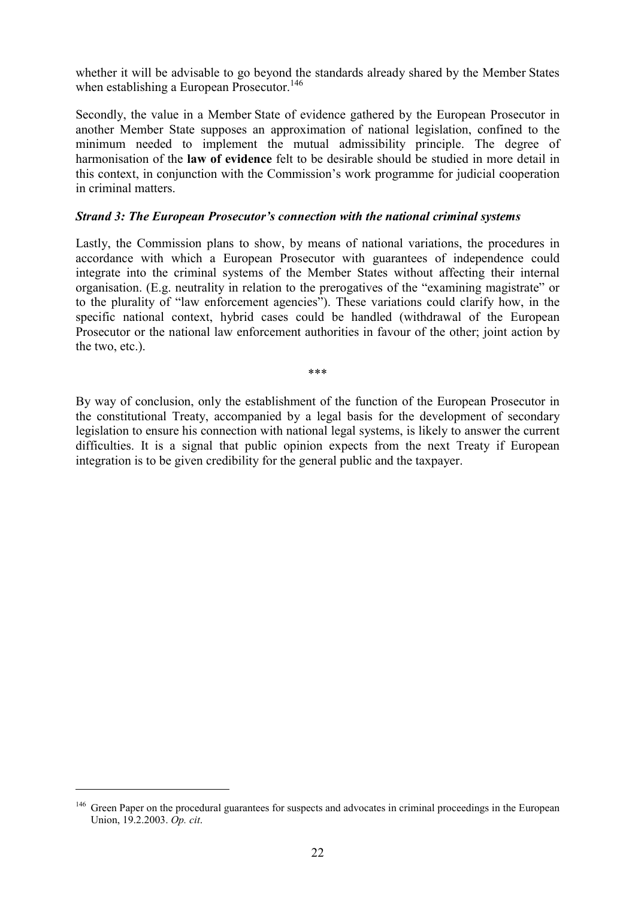whether it will be advisable to go beyond the standards already shared by the Member States when establishing a European Prosecutor.[146]

Secondly, the value in a Member State of evidence gathered by the European Prosecutor in another Member State supposes an approximation of national legislation, confined to the minimum needed to implement the mutual admissibility principle. The degree of harmonisation of the **law of evidence** felt to be desirable should be studied in more detail in this context, in conjunction with the Commission's work programme for judicial cooperation in criminal matters.

***Strand 3: The European Prosecutor's connection with the national criminal systems***

Lastly, the Commission plans to show, by means of national variations, the procedures in accordance with which a European Prosecutor with guarantees of independence could integrate into the criminal systems of the Member States without affecting their internal organisation. (E.g. neutrality in relation to the prerogatives of the "examining magistrate" or to the plurality of "law enforcement agencies"). These variations could clarify how, in the specific national context, hybrid cases could be handled (withdrawal of the European Prosecutor or the national law enforcement authorities in favour of the other; joint action by the two, etc.).

\*\*\*

By way of conclusion, only the establishment of the function of the European Prosecutor in the constitutional Treaty, accompanied by a legal basis for the development of secondary legislation to ensure his connection with national legal systems, is likely to answer the current difficulties. It is a signal that public opinion expects from the next Treaty if European integration is to be given credibility for the general public and the taxpayer.

---

[146] Green Paper on the procedural guarantees for suspects and advocates in criminal proceedings in the European Union, 19.2.2003. *Op. cit*.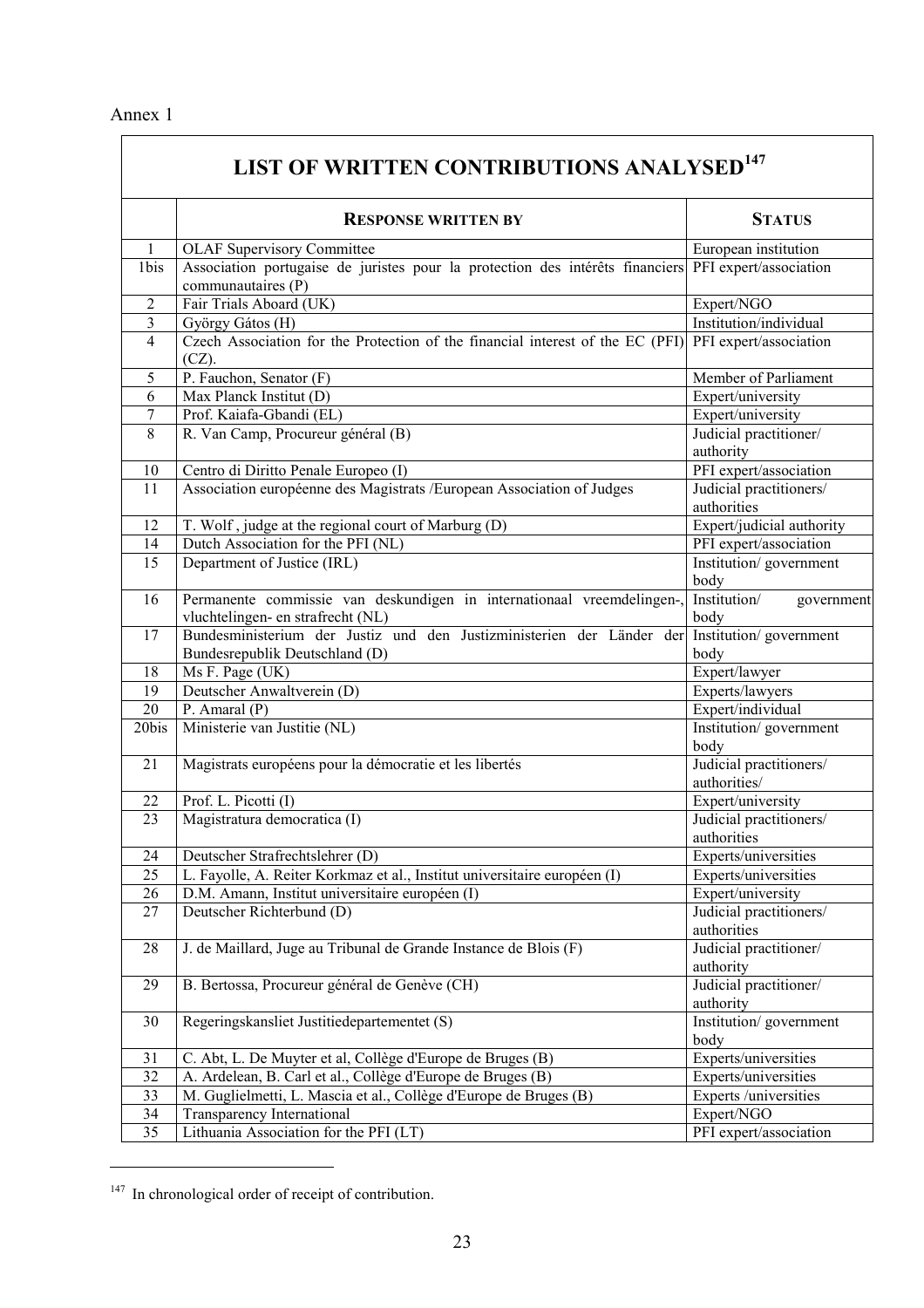Annex 1

## LIST OF WRITTEN CONTRIBUTIONS ANALYSED[147]

| | **RESPONSE WRITTEN BY** | **STATUS** |
|---|---|---|
| 1 | OLAF Supervisory Committee | European institution |
| 1bis | Association portugaise de juristes pour la protection des intérêts financiers communautaires (P) | PFI expert/association |
| 2 | Fair Trials Aboard (UK) | Expert/NGO |
| 3 | György Gátos (H) | Institution/individual |
| 4 | Czech Association for the Protection of the financial interest of the EC (PFI) (CZ). | PFI expert/association |
| 5 | P. Fauchon, Senator (F) | Member of Parliament |
| 6 | Max Planck Institut (D) | Expert/university |
| 7 | Prof. Kaiafa-Gbandi (EL) | Expert/university |
| 8 | R. Van Camp, Procureur général (B) | Judicial practitioner/ authority |
| 10 | Centro di Diritto Penale Europeo (I) | PFI expert/association |
| 11 | Association européenne des Magistrats /European Association of Judges | Judicial practitioners/ authorities |
| 12 | T. Wolf , judge at the regional court of Marburg (D) | Expert/judicial authority |
| 14 | Dutch Association for the PFI (NL) | PFI expert/association |
| 15 | Department of Justice (IRL) | Institution/ government body |
| 16 | Permanente commissie van deskundigen in internationaal vreemdelingen-, vluchtelingen- en strafrecht (NL) | Institution/ government body |
| 17 | Bundesministerium der Justiz und den Justizministerien der Länder der Bundesrepublik Deutschland (D) | Institution/ government body |
| 18 | Ms F. Page (UK) | Expert/lawyer |
| 19 | Deutscher Anwaltverein (D) | Experts/lawyers |
| 20 | P. Amaral (P) | Expert/individual |
| 20bis | Ministerie van Justitie (NL) | Institution/ government body |
| 21 | Magistrats européens pour la démocratie et les libertés | Judicial practitioners/ authorities/ |
| 22 | Prof. L. Picotti (I) | Expert/university |
| 23 | Magistratura democratica (I) | Judicial practitioners/ authorities |
| 24 | Deutscher Strafrechtslehrer (D) | Experts/universities |
| 25 | L. Fayolle, A. Reiter Korkmaz et al., Institut universitaire européen (I) | Experts/universities |
| 26 | D.M. Amann, Institut universitaire européen (I) | Expert/university |
| 27 | Deutscher Richterbund (D) | Judicial practitioners/ authorities |
| 28 | J. de Maillard, Juge au Tribunal de Grande Instance de Blois (F) | Judicial practitioner/ authority |
| 29 | B. Bertossa, Procureur général de Genève (CH) | Judicial practitioner/ authority |
| 30 | Regeringskansliet Justitiedepartementet (S) | Institution/ government body |
| 31 | C. Abt, L. De Muyter et al, Collège d'Europe de Bruges (B) | Experts/universities |
| 32 | A. Ardelean, B. Carl et al., Collège d'Europe de Bruges (B) | Experts/universities |
| 33 | M. Guglielmetti, L. Mascia et al., Collège d'Europe de Bruges (B) | Experts /universities |
| 34 | Transparency International | Expert/NGO |
| 35 | Lithuania Association for the PFI (LT) | PFI expert/association |

[147] In chronological order of receipt of contribution.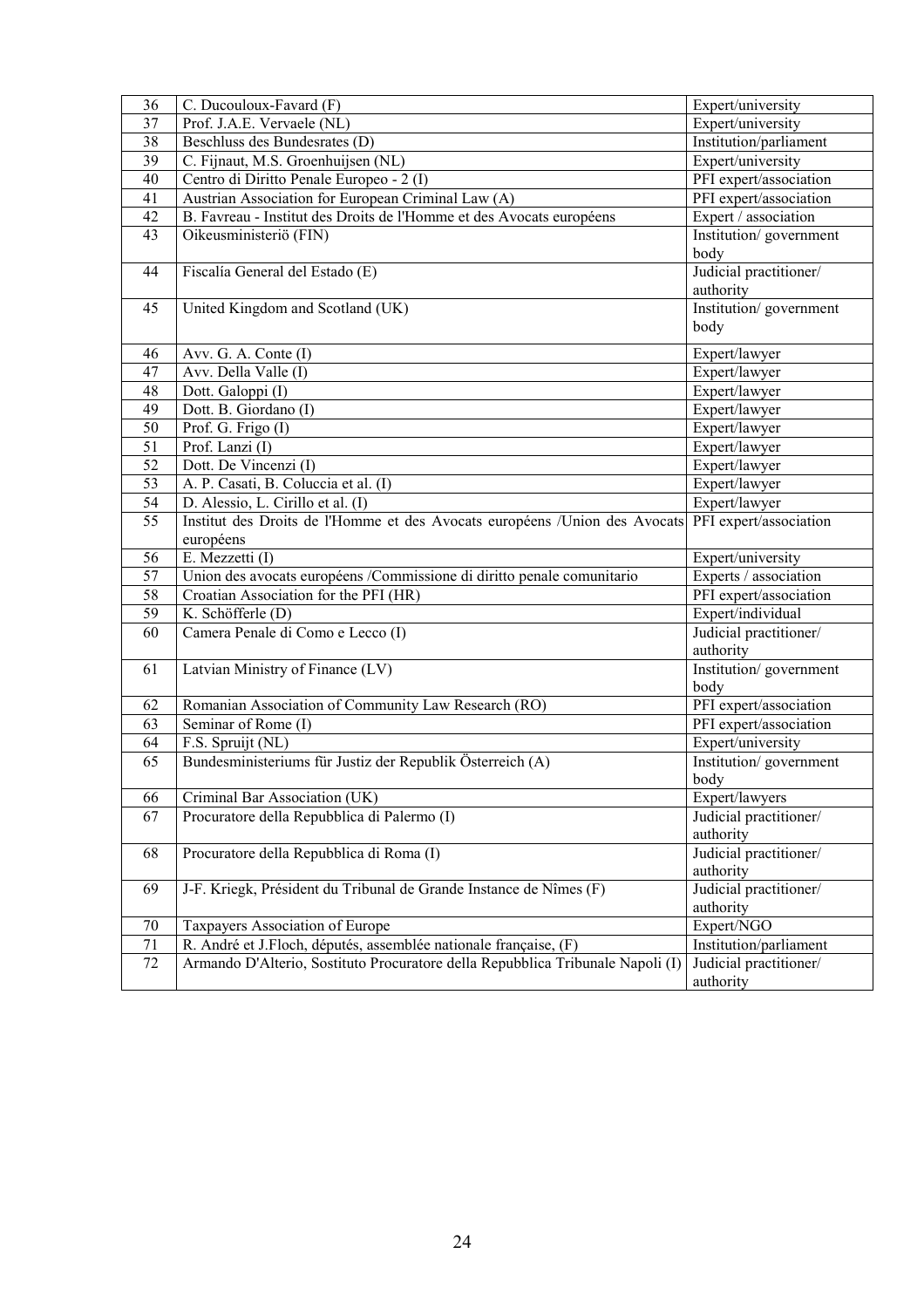| 36 | C. Ducouloux-Favard (F) | Expert/university |
|---|---|---|
| 37 | Prof. J.A.E. Vervaele (NL) | Expert/university |
| 38 | Beschluss des Bundesrates (D) | Institution/parliament |
| 39 | C. Fijnaut, M.S. Groenhuijsen (NL) | Expert/university |
| 40 | Centro di Diritto Penale Europeo - 2 (I) | PFI expert/association |
| 41 | Austrian Association for European Criminal Law (A) | PFI expert/association |
| 42 | B. Favreau - Institut des Droits de l'Homme et des Avocats européens | Expert / association |
| 43 | Oikeusministeriö (FIN) | Institution/ government body |
| 44 | Fiscalía General del Estado (E) | Judicial practitioner/ authority |
| 45 | United Kingdom and Scotland (UK) | Institution/ government body |
| 46 | Avv. G. A. Conte (I) | Expert/lawyer |
| 47 | Avv. Della Valle (I) | Expert/lawyer |
| 48 | Dott. Galoppi (I) | Expert/lawyer |
| 49 | Dott. B. Giordano (I) | Expert/lawyer |
| 50 | Prof. G. Frigo (I) | Expert/lawyer |
| 51 | Prof. Lanzi (I) | Expert/lawyer |
| 52 | Dott. De Vincenzi (I) | Expert/lawyer |
| 53 | A. P. Casati, B. Coluccia et al. (I) | Expert/lawyer |
| 54 | D. Alessio, L. Cirillo et al. (I) | Expert/lawyer |
| 55 | Institut des Droits de l'Homme et des Avocats européens /Union des Avocats européens | PFI expert/association |
| 56 | E. Mezzetti (I) | Expert/university |
| 57 | Union des avocats européens /Commissione di diritto penale comunitario | Experts / association |
| 58 | Croatian Association for the PFI (HR) | PFI expert/association |
| 59 | K. Schöfferle (D) | Expert/individual |
| 60 | Camera Penale di Como e Lecco (I) | Judicial practitioner/ authority |
| 61 | Latvian Ministry of Finance (LV) | Institution/ government body |
| 62 | Romanian Association of Community Law Research (RO) | PFI expert/association |
| 63 | Seminar of Rome (I) | PFI expert/association |
| 64 | F.S. Spruijt (NL) | Expert/university |
| 65 | Bundesministeriums für Justiz der Republik Österreich (A) | Institution/ government body |
| 66 | Criminal Bar Association (UK) | Expert/lawyers |
| 67 | Procuratore della Repubblica di Palermo (I) | Judicial practitioner/ authority |
| 68 | Procuratore della Repubblica di Roma (I) | Judicial practitioner/ authority |
| 69 | J-F. Kriegk, Président du Tribunal de Grande Instance de Nîmes (F) | Judicial practitioner/ authority |
| 70 | Taxpayers Association of Europe | Expert/NGO |
| 71 | R. André et J.Floch, députés, assemblée nationale française, (F) | Institution/parliament |
| 72 | Armando D'Alterio, Sostituto Procuratore della Repubblica Tribunale Napoli (I) | Judicial practitioner/ authority |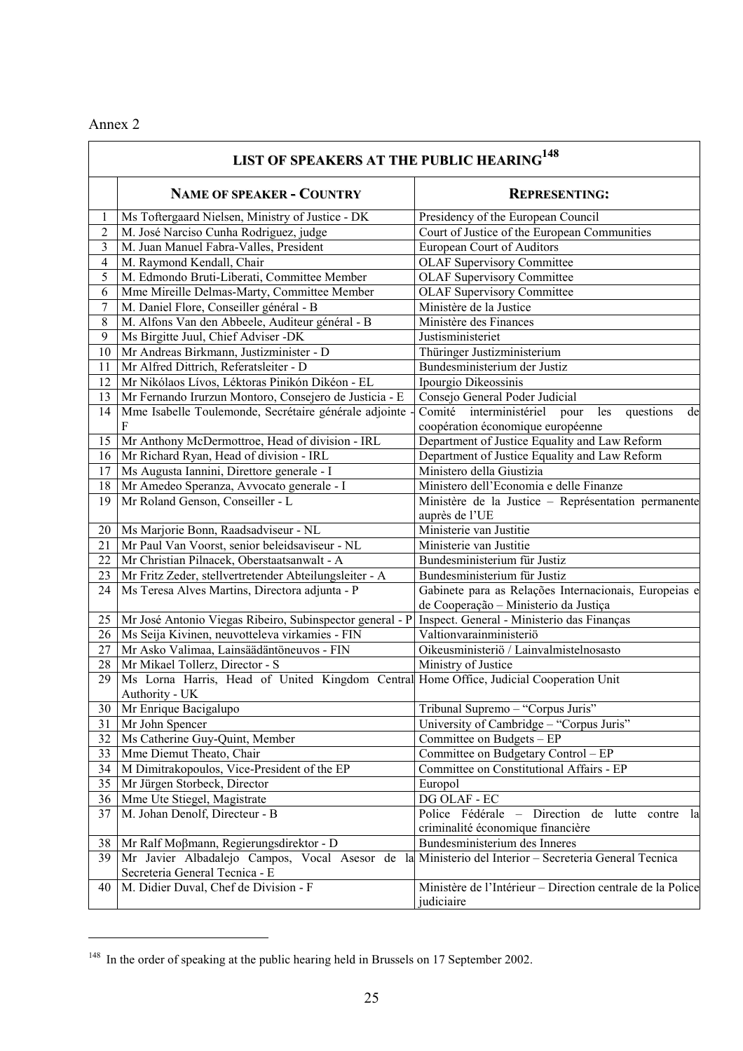Annex 2

| LIST OF SPEAKERS AT THE PUBLIC HEARING[148] | | |
|---|---|---|
| | **NAME OF SPEAKER - COUNTRY** | **REPRESENTING:** |
| 1 | Ms Toftergaard Nielsen, Ministry of Justice - DK | Presidency of the European Council |
| 2 | M. José Narciso Cunha Rodriguez, judge | Court of Justice of the European Communities |
| 3 | M. Juan Manuel Fabra-Valles, President | European Court of Auditors |
| 4 | M. Raymond Kendall, Chair | OLAF Supervisory Committee |
| 5 | M. Edmondo Bruti-Liberati, Committee Member | OLAF Supervisory Committee |
| 6 | Mme Mireille Delmas-Marty, Committee Member | OLAF Supervisory Committee |
| 7 | M. Daniel Flore, Conseiller général - B | Ministère de la Justice |
| 8 | M. Alfons Van den Abbeele, Auditeur général - B | Ministère des Finances |
| 9 | Ms Birgitte Juul, Chief Adviser -DK | Justisministeriet |
| 10 | Mr Andreas Birkmann, Justizminister - D | Thüringer Justizministerium |
| 11 | Mr Alfred Dittrich, Referatsleiter - D | Bundesministerium der Justiz |
| 12 | Mr Nikólaos Lívos, Léktoras Pinikón Dikéon - EL | Ipourgio Dikeossinis |
| 13 | Mr Fernando Irurzun Montoro, Consejero de Justicia - E | Consejo General Poder Judicial |
| 14 | Mme Isabelle Toulemonde, Secrétaire générale adjointe - F | Comité interministériel pour les questions de coopération économique européenne |
| 15 | Mr Anthony McDermottroe, Head of division - IRL | Department of Justice Equality and Law Reform |
| 16 | Mr Richard Ryan, Head of division - IRL | Department of Justice Equality and Law Reform |
| 17 | Ms Augusta Iannini, Direttore generale - I | Ministero della Giustizia |
| 18 | Mr Amedeo Speranza, Avvocato generale - I | Ministero dell'Economia e delle Finanze |
| 19 | Mr Roland Genson, Conseiller - L | Ministère de la Justice – Représentation permanente auprès de l'UE |
| 20 | Ms Marjorie Bonn, Raadsadviseur - NL | Ministerie van Justitie |
| 21 | Mr Paul Van Voorst, senior beleidsaviseur - NL | Ministerie van Justitie |
| 22 | Mr Christian Pilnacek, Oberstaatsanwalt - A | Bundesministerium für Justiz |
| 23 | Mr Fritz Zeder, stellvertretender Abteilungsleiter - A | Bundesministerium für Justiz |
| 24 | Ms Teresa Alves Martins, Directora adjunta - P | Gabinete para as Relações Internacionais, Europeias e de Cooperação – Ministerio da Justiça |
| 25 | Mr José Antonio Viegas Ribeiro, Subinspector general - P | Inspect. General - Ministerio das Finanças |
| 26 | Ms Seija Kivinen, neuvotteleva virkamies - FIN | Valtionvarainministeriö |
| 27 | Mr Asko Valimaa, Lainsäädäntöneuvos - FIN | Oikeusministeriö / Lainvalmistelnosasto |
| 28 | Mr Mikael Tollerz, Director - S | Ministry of Justice |
| 29 | Ms Lorna Harris, Head of United Kingdom Central Authority - UK | Home Office, Judicial Cooperation Unit |
| 30 | Mr Enrique Bacigalupo | Tribunal Supremo – "Corpus Juris" |
| 31 | Mr John Spencer | University of Cambridge – "Corpus Juris" |
| 32 | Ms Catherine Guy-Quint, Member | Committee on Budgets – EP |
| 33 | Mme Diemut Theato, Chair | Committee on Budgetary Control – EP |
| 34 | M Dimitrakopoulos, Vice-President of the EP | Committee on Constitutional Affairs - EP |
| 35 | Mr Jürgen Storbeck, Director | Europol |
| 36 | Mme Ute Stiegel, Magistrate | DG OLAF - EC |
| 37 | M. Johan Denolf, Directeur - B | Police Fédérale – Direction de lutte contre la criminalité économique financière |
| 38 | Mr Ralf Moβmann, Regierungsdirektor - D | Bundesministerium des Inneres |
| 39 | Mr Javier Albadalejo Campos, Vocal Asesor de la Secreteria General Tecnica - E | Ministerio del Interior – Secreteria General Tecnica |
| 40 | M. Didier Duval, Chef de Division - F | Ministère de l'Intérieur – Direction centrale de la Police judiciaire |

[148] In the order of speaking at the public hearing held in Brussels on 17 September 2002.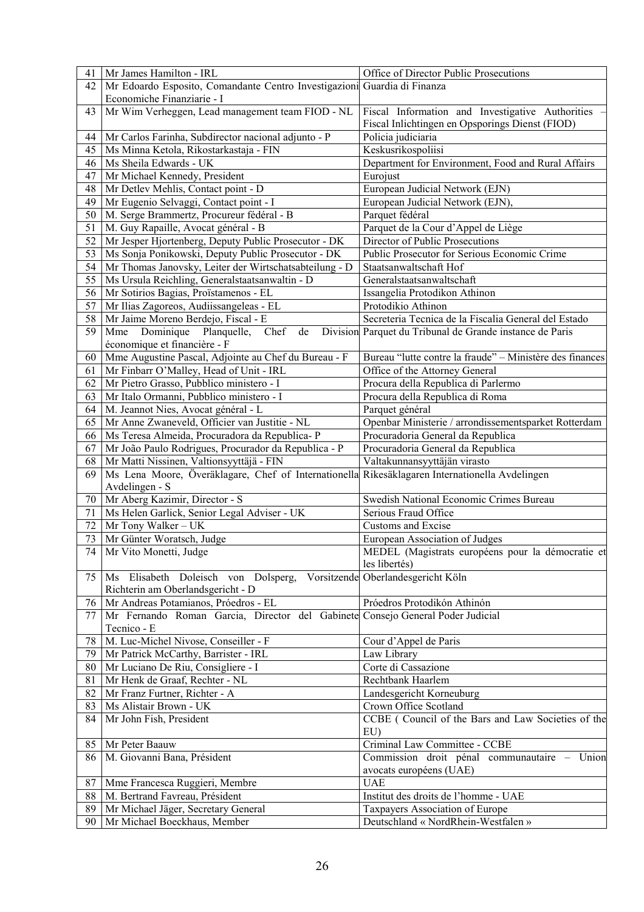| | | |
|---|---|---|
| 41 | Mr James Hamilton - IRL | Office of Director Public Prosecutions |
| 42 | Mr Edoardo Esposito, Comandante Centro Investigazioni Economiche Finanziarie - I | Guardia di Finanza |
| 43 | Mr Wim Verheggen, Lead management team FIOD - NL | Fiscal Information and Investigative Authorities – Fiscal Inlichtingen en Opsporings Dienst (FIOD) |
| 44 | Mr Carlos Farinha, Subdirector nacional adjunto - P | Policia judiciaria |
| 45 | Ms Minna Ketola, Rikostarkastaja - FIN | Keskusrikospoliisi |
| 46 | Ms Sheila Edwards - UK | Department for Environment, Food and Rural Affairs |
| 47 | Mr Michael Kennedy, President | Eurojust |
| 48 | Mr Detlev Mehlis, Contact point - D | European Judicial Network (EJN) |
| 49 | Mr Eugenio Selvaggi, Contact point - I | European Judicial Network (EJN), |
| 50 | M. Serge Brammertz, Procureur fédéral - B | Parquet fédéral |
| 51 | M. Guy Rapaille, Avocat général - B | Parquet de la Cour d'Appel de Liège |
| 52 | Mr Jesper Hjortenberg, Deputy Public Prosecutor - DK | Director of Public Prosecutions |
| 53 | Ms Sonja Ponikowski, Deputy Public Prosecutor - DK | Public Prosecutor for Serious Economic Crime |
| 54 | Mr Thomas Janovsky, Leiter der Wirtschatsabteilung - D | Staatsanwaltschaft Hof |
| 55 | Ms Ursula Reichling, Generalstaatsanwaltin - D | Generalstaatsanwaltschaft |
| 56 | Mr Sotirios Bagias, Proïstamenos - EL | Issangelia Protodikon Athinon |
| 57 | Mr Ilias Zagoreos, Audiissangeleas - EL | Protodikio Athinon |
| 58 | Mr Jaime Moreno Berdejo, Fiscal - E | Secreteria Tecnica de la Fiscalia General del Estado |
| 59 | Mme Dominique Planquelle, Chef de Division économique et financière - F | Parquet du Tribunal de Grande instance de Paris |
| 60 | Mme Augustine Pascal, Adjointe au Chef du Bureau - F | Bureau "lutte contre la fraude" – Ministère des finances |
| 61 | Mr Finbarr O'Malley, Head of Unit - IRL | Office of the Attorney General |
| 62 | Mr Pietro Grasso, Pubblico ministero - I | Procura della Republica di Parlermo |
| 63 | Mr Italo Ormanni, Pubblico ministero - I | Procura della Republica di Roma |
| 64 | M. Jeannot Nies, Avocat général - L | Parquet général |
| 65 | Mr Anne Zwaneveld, Officier van Justitie - NL | Openbar Ministerie / arrondissementsparket Rotterdam |
| 66 | Ms Teresa Almeida, Procuradora da Republica- P | Procuradoria General da Republica |
| 67 | Mr João Paulo Rodrigues, Procurador da Republica - P | Procuradoria General da Republica |
| 68 | Mr Matti Nissinen, Valtionsyyttäjä - FIN | Valtakunnansyyttäjän virasto |
| 69 | Ms Lena Moore, Överäklagare, Chef of Internationella Avdelingen - S | Rikesäklagaren Internationella Avdelingen |
| 70 | Mr Aberg Kazimir, Director - S | Swedish National Economic Crimes Bureau |
| 71 | Ms Helen Garlick, Senior Legal Adviser - UK | Serious Fraud Office |
| 72 | Mr Tony Walker – UK | Customs and Excise |
| 73 | Mr Günter Woratsch, Judge | European Association of Judges |
| 74 | Mr Vito Monetti, Judge | MEDEL (Magistrats européens pour la démocratie et les libertés) |
| 75 | Ms Elisabeth Doleisch von Dolsperg, Vorsitzende Richterin am Oberlandsgericht - D | Oberlandesgericht Köln |
| 76 | Mr Andreas Potamianos, Próedros - EL | Próedros Protodikón Athinón |
| 77 | Mr Fernando Roman Garcia, Director del Gabinete Tecnico - E | Consejo General Poder Judicial |
| 78 | M. Luc-Michel Nivose, Conseiller - F | Cour d'Appel de Paris |
| 79 | Mr Patrick McCarthy, Barrister - IRL | Law Library |
| 80 | Mr Luciano De Riu, Consigliere - I | Corte di Cassazione |
| 81 | Mr Henk de Graaf, Rechter - NL | Rechtbank Haarlem |
| 82 | Mr Franz Furtner, Richter - A | Landesgericht Korneuburg |
| 83 | Ms Alistair Brown - UK | Crown Office Scotland |
| 84 | Mr John Fish, President | CCBE ( Council of the Bars and Law Societies of the EU) |
| 85 | Mr Peter Baauw | Criminal Law Committee - CCBE |
| 86 | M. Giovanni Bana, Président | Commission droit pénal communautaire – Union avocats européens (UAE) |
| 87 | Mme Francesca Ruggieri, Membre | UAE |
| 88 | M. Bertrand Favreau, Président | Institut des droits de l'homme - UAE |
| 89 | Mr Michael Jäger, Secretary General | Taxpayers Association of Europe |
| 90 | Mr Michael Boeckhaus, Member | Deutschland « NordRhein-Westfalen » |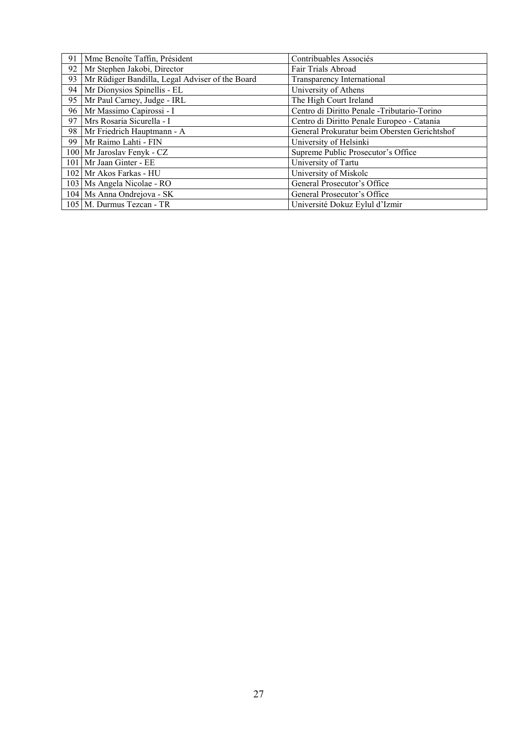| | | |
|---|---|---|
| 91 | Mme Benoîte Taffin, Président | Contribuables Associés |
| 92 | Mr Stephen Jakobi, Director | Fair Trials Abroad |
| 93 | Mr Rüdiger Bandilla, Legal Adviser of the Board | Transparency International |
| 94 | Mr Dionysios Spinellis - EL | University of Athens |
| 95 | Mr Paul Carney, Judge - IRL | The High Court Ireland |
| 96 | Mr Massimo Capirossi - I | Centro di Diritto Penale -Tributario-Torino |
| 97 | Mrs Rosaria Sicurella - I | Centro di Diritto Penale Europeo - Catania |
| 98 | Mr Friedrich Hauptmann - A | General Prokuratur beim Obersten Gerichtshof |
| 99 | Mr Raimo Lahti - FIN | University of Helsinki |
| 100 | Mr Jaroslav Fenyk - CZ | Supreme Public Prosecutor's Office |
| 101 | Mr Jaan Ginter - EE | University of Tartu |
| 102 | Mr Akos Farkas - HU | University of Miskolc |
| 103 | Ms Angela Nicolae - RO | General Prosecutor's Office |
| 104 | Ms Anna Ondrejova - SK | General Prosecutor's Office |
| 105 | M. Durmus Tezcan - TR | Université Dokuz Eylul d'Izmir |